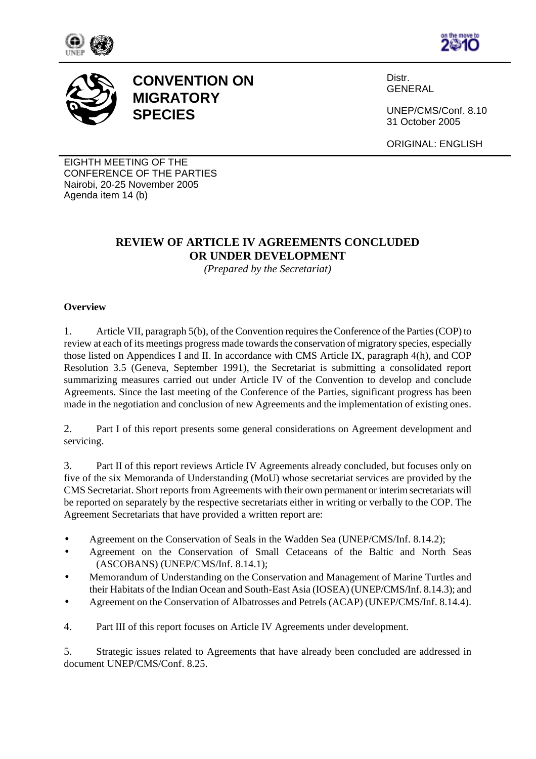# CONVENTION ON MIGRATORY SPECIES

Distr.
GENERAL

UNEP/CMS/Conf. 8.10
31 October 2005

ORIGINAL: ENGLISH

EIGHTH MEETING OF THE
CONFERENCE OF THE PARTIES
Nairobi, 20-25 November 2005
Agenda item 14 (b)

## REVIEW OF ARTICLE IV AGREEMENTS CONCLUDED OR UNDER DEVELOPMENT

*(Prepared by the Secretariat)*

### Overview

1. Article VII, paragraph 5(b), of the Convention requires the Conference of the Parties (COP) to review at each of its meetings progress made towards the conservation of migratory species, especially those listed on Appendices I and II. In accordance with CMS Article IX, paragraph 4(h), and COP Resolution 3.5 (Geneva, September 1991), the Secretariat is submitting a consolidated report summarizing measures carried out under Article IV of the Convention to develop and conclude Agreements. Since the last meeting of the Conference of the Parties, significant progress has been made in the negotiation and conclusion of new Agreements and the implementation of existing ones.

2. Part I of this report presents some general considerations on Agreement development and servicing.

3. Part II of this report reviews Article IV Agreements already concluded, but focuses only on five of the six Memoranda of Understanding (MoU) whose secretariat services are provided by the CMS Secretariat. Short reports from Agreements with their own permanent or interim secretariats will be reported on separately by the respective secretariats either in writing or verbally to the COP. The Agreement Secretariats that have provided a written report are:

- Agreement on the Conservation of Seals in the Wadden Sea (UNEP/CMS/Inf. 8.14.2);
- Agreement on the Conservation of Small Cetaceans of the Baltic and North Seas (ASCOBANS) (UNEP/CMS/Inf. 8.14.1);
- Memorandum of Understanding on the Conservation and Management of Marine Turtles and their Habitats of the Indian Ocean and South-East Asia (IOSEA) (UNEP/CMS/Inf. 8.14.3); and
- Agreement on the Conservation of Albatrosses and Petrels (ACAP) (UNEP/CMS/Inf. 8.14.4).

4. Part III of this report focuses on Article IV Agreements under development.

5. Strategic issues related to Agreements that have already been concluded are addressed in document UNEP/CMS/Conf. 8.25.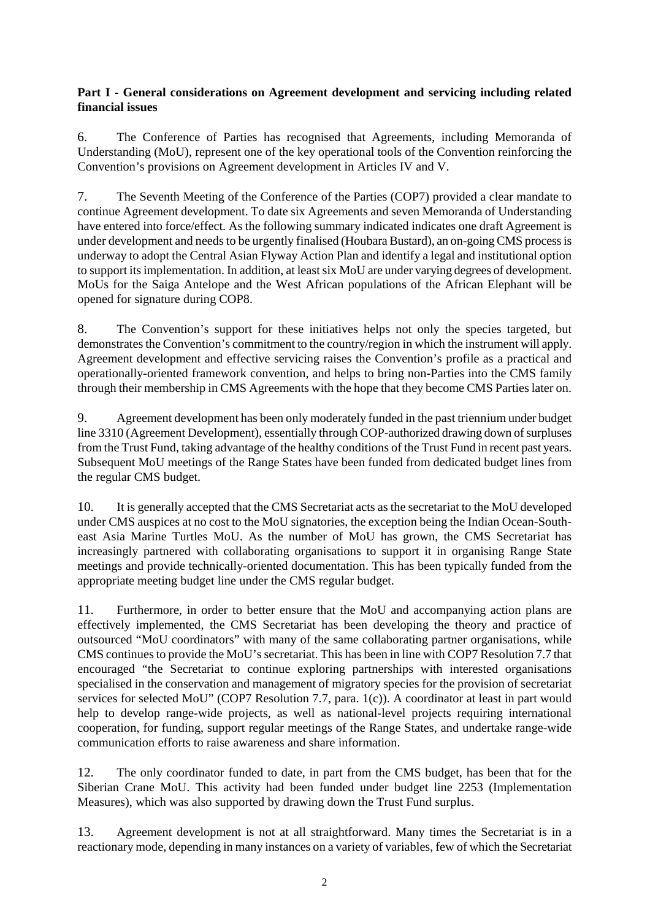**Part I - General considerations on Agreement development and servicing including related financial issues**

6. The Conference of Parties has recognised that Agreements, including Memoranda of Understanding (MoU), represent one of the key operational tools of the Convention reinforcing the Convention's provisions on Agreement development in Articles IV and V.

7. The Seventh Meeting of the Conference of the Parties (COP7) provided a clear mandate to continue Agreement development. To date six Agreements and seven Memoranda of Understanding have entered into force/effect. As the following summary indicated indicates one draft Agreement is under development and needs to be urgently finalised (Houbara Bustard), an on-going CMS process is underway to adopt the Central Asian Flyway Action Plan and identify a legal and institutional option to support its implementation. In addition, at least six MoU are under varying degrees of development. MoUs for the Saiga Antelope and the West African populations of the African Elephant will be opened for signature during COP8.

8. The Convention's support for these initiatives helps not only the species targeted, but demonstrates the Convention's commitment to the country/region in which the instrument will apply. Agreement development and effective servicing raises the Convention's profile as a practical and operationally-oriented framework convention, and helps to bring non-Parties into the CMS family through their membership in CMS Agreements with the hope that they become CMS Parties later on.

9. Agreement development has been only moderately funded in the past triennium under budget line 3310 (Agreement Development), essentially through COP-authorized drawing down of surpluses from the Trust Fund, taking advantage of the healthy conditions of the Trust Fund in recent past years. Subsequent MoU meetings of the Range States have been funded from dedicated budget lines from the regular CMS budget.

10. It is generally accepted that the CMS Secretariat acts as the secretariat to the MoU developed under CMS auspices at no cost to the MoU signatories, the exception being the Indian Ocean-South-east Asia Marine Turtles MoU. As the number of MoU has grown, the CMS Secretariat has increasingly partnered with collaborating organisations to support it in organising Range State meetings and provide technically-oriented documentation. This has been typically funded from the appropriate meeting budget line under the CMS regular budget.

11. Furthermore, in order to better ensure that the MoU and accompanying action plans are effectively implemented, the CMS Secretariat has been developing the theory and practice of outsourced "MoU coordinators" with many of the same collaborating partner organisations, while CMS continues to provide the MoU's secretariat. This has been in line with COP7 Resolution 7.7 that encouraged "the Secretariat to continue exploring partnerships with interested organisations specialised in the conservation and management of migratory species for the provision of secretariat services for selected MoU" (COP7 Resolution 7.7, para. 1(c)). A coordinator at least in part would help to develop range-wide projects, as well as national-level projects requiring international cooperation, for funding, support regular meetings of the Range States, and undertake range-wide communication efforts to raise awareness and share information.

12. The only coordinator funded to date, in part from the CMS budget, has been that for the Siberian Crane MoU. This activity had been funded under budget line 2253 (Implementation Measures), which was also supported by drawing down the Trust Fund surplus.

13. Agreement development is not at all straightforward. Many times the Secretariat is in a reactionary mode, depending in many instances on a variety of variables, few of which the Secretariat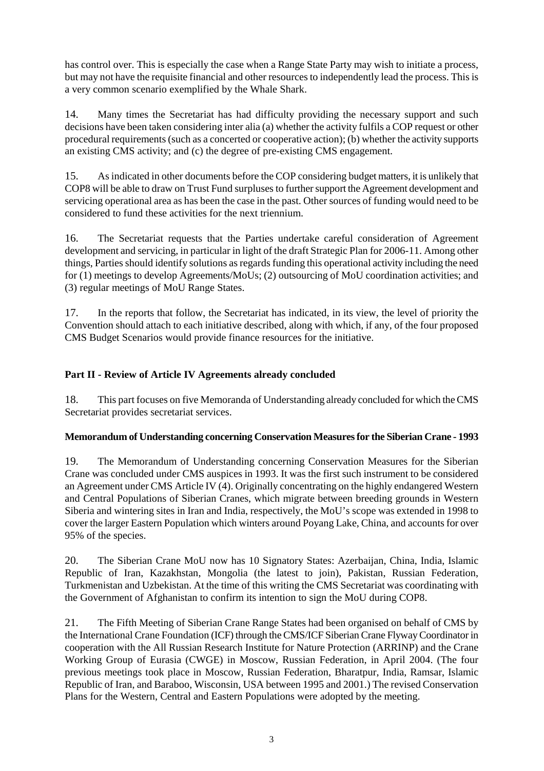has control over. This is especially the case when a Range State Party may wish to initiate a process, but may not have the requisite financial and other resources to independently lead the process. This is a very common scenario exemplified by the Whale Shark.

14. Many times the Secretariat has had difficulty providing the necessary support and such decisions have been taken considering inter alia (a) whether the activity fulfils a COP request or other procedural requirements (such as a concerted or cooperative action); (b) whether the activity supports an existing CMS activity; and (c) the degree of pre-existing CMS engagement.

15. As indicated in other documents before the COP considering budget matters, it is unlikely that COP8 will be able to draw on Trust Fund surpluses to further support the Agreement development and servicing operational area as has been the case in the past. Other sources of funding would need to be considered to fund these activities for the next triennium.

16. The Secretariat requests that the Parties undertake careful consideration of Agreement development and servicing, in particular in light of the draft Strategic Plan for 2006-11. Among other things, Parties should identify solutions as regards funding this operational activity including the need for (1) meetings to develop Agreements/MoUs; (2) outsourcing of MoU coordination activities; and (3) regular meetings of MoU Range States.

17. In the reports that follow, the Secretariat has indicated, in its view, the level of priority the Convention should attach to each initiative described, along with which, if any, of the four proposed CMS Budget Scenarios would provide finance resources for the initiative.

## Part II - Review of Article IV Agreements already concluded

18. This part focuses on five Memoranda of Understanding already concluded for which the CMS Secretariat provides secretariat services.

### Memorandum of Understanding concerning Conservation Measures for the Siberian Crane - 1993

19. The Memorandum of Understanding concerning Conservation Measures for the Siberian Crane was concluded under CMS auspices in 1993. It was the first such instrument to be considered an Agreement under CMS Article IV (4). Originally concentrating on the highly endangered Western and Central Populations of Siberian Cranes, which migrate between breeding grounds in Western Siberia and wintering sites in Iran and India, respectively, the MoU's scope was extended in 1998 to cover the larger Eastern Population which winters around Poyang Lake, China, and accounts for over 95% of the species.

20. The Siberian Crane MoU now has 10 Signatory States: Azerbaijan, China, India, Islamic Republic of Iran, Kazakhstan, Mongolia (the latest to join), Pakistan, Russian Federation, Turkmenistan and Uzbekistan. At the time of this writing the CMS Secretariat was coordinating with the Government of Afghanistan to confirm its intention to sign the MoU during COP8.

21. The Fifth Meeting of Siberian Crane Range States had been organised on behalf of CMS by the International Crane Foundation (ICF) through the CMS/ICF Siberian Crane Flyway Coordinator in cooperation with the All Russian Research Institute for Nature Protection (ARRINP) and the Crane Working Group of Eurasia (CWGE) in Moscow, Russian Federation, in April 2004. (The four previous meetings took place in Moscow, Russian Federation, Bharatpur, India, Ramsar, Islamic Republic of Iran, and Baraboo, Wisconsin, USA between 1995 and 2001.) The revised Conservation Plans for the Western, Central and Eastern Populations were adopted by the meeting.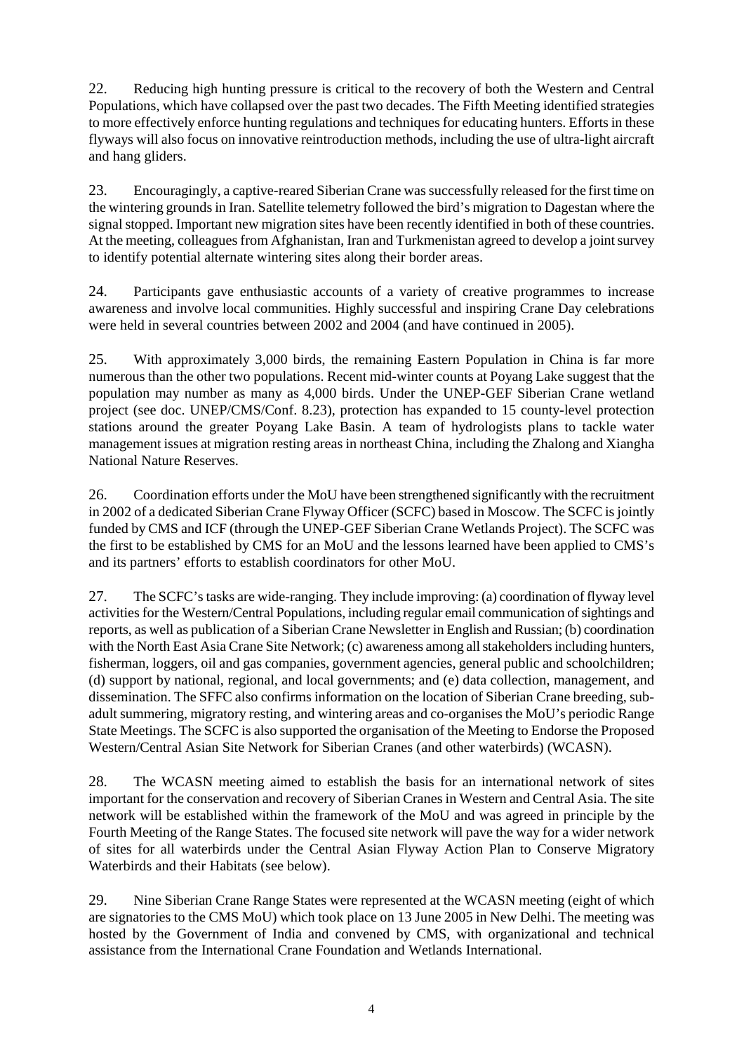22. Reducing high hunting pressure is critical to the recovery of both the Western and Central Populations, which have collapsed over the past two decades. The Fifth Meeting identified strategies to more effectively enforce hunting regulations and techniques for educating hunters. Efforts in these flyways will also focus on innovative reintroduction methods, including the use of ultra-light aircraft and hang gliders.

23. Encouragingly, a captive-reared Siberian Crane was successfully released for the first time on the wintering grounds in Iran. Satellite telemetry followed the bird's migration to Dagestan where the signal stopped. Important new migration sites have been recently identified in both of these countries. At the meeting, colleagues from Afghanistan, Iran and Turkmenistan agreed to develop a joint survey to identify potential alternate wintering sites along their border areas.

24. Participants gave enthusiastic accounts of a variety of creative programmes to increase awareness and involve local communities. Highly successful and inspiring Crane Day celebrations were held in several countries between 2002 and 2004 (and have continued in 2005).

25. With approximately 3,000 birds, the remaining Eastern Population in China is far more numerous than the other two populations. Recent mid-winter counts at Poyang Lake suggest that the population may number as many as 4,000 birds. Under the UNEP-GEF Siberian Crane wetland project (see doc. UNEP/CMS/Conf. 8.23), protection has expanded to 15 county-level protection stations around the greater Poyang Lake Basin. A team of hydrologists plans to tackle water management issues at migration resting areas in northeast China, including the Zhalong and Xiangha National Nature Reserves.

26. Coordination efforts under the MoU have been strengthened significantly with the recruitment in 2002 of a dedicated Siberian Crane Flyway Officer (SCFC) based in Moscow. The SCFC is jointly funded by CMS and ICF (through the UNEP-GEF Siberian Crane Wetlands Project). The SCFC was the first to be established by CMS for an MoU and the lessons learned have been applied to CMS's and its partners' efforts to establish coordinators for other MoU.

27. The SCFC's tasks are wide-ranging. They include improving: (a) coordination of flyway level activities for the Western/Central Populations, including regular email communication of sightings and reports, as well as publication of a Siberian Crane Newsletter in English and Russian; (b) coordination with the North East Asia Crane Site Network; (c) awareness among all stakeholders including hunters, fisherman, loggers, oil and gas companies, government agencies, general public and schoolchildren; (d) support by national, regional, and local governments; and (e) data collection, management, and dissemination. The SFFC also confirms information on the location of Siberian Crane breeding, sub-adult summering, migratory resting, and wintering areas and co-organises the MoU's periodic Range State Meetings. The SCFC is also supported the organisation of the Meeting to Endorse the Proposed Western/Central Asian Site Network for Siberian Cranes (and other waterbirds) (WCASN).

28. The WCASN meeting aimed to establish the basis for an international network of sites important for the conservation and recovery of Siberian Cranes in Western and Central Asia. The site network will be established within the framework of the MoU and was agreed in principle by the Fourth Meeting of the Range States. The focused site network will pave the way for a wider network of sites for all waterbirds under the Central Asian Flyway Action Plan to Conserve Migratory Waterbirds and their Habitats (see below).

29. Nine Siberian Crane Range States were represented at the WCASN meeting (eight of which are signatories to the CMS MoU) which took place on 13 June 2005 in New Delhi. The meeting was hosted by the Government of India and convened by CMS, with organizational and technical assistance from the International Crane Foundation and Wetlands International.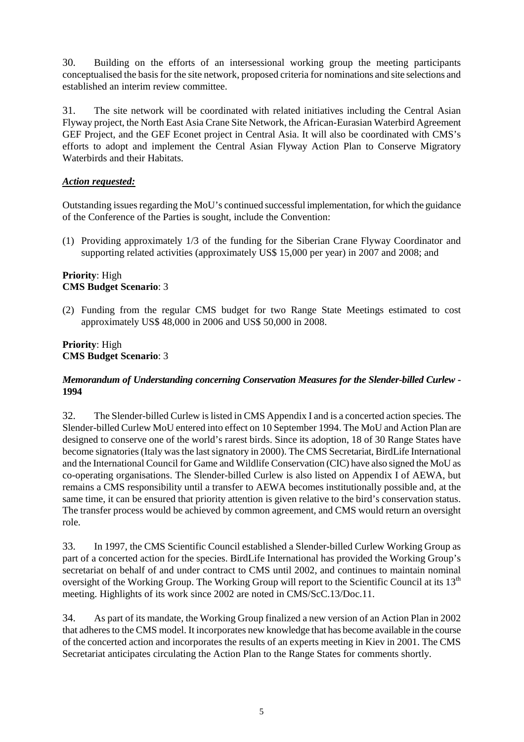30. Building on the efforts of an intersessional working group the meeting participants conceptualised the basis for the site network, proposed criteria for nominations and site selections and established an interim review committee.

31. The site network will be coordinated with related initiatives including the Central Asian Flyway project, the North East Asia Crane Site Network, the African-Eurasian Waterbird Agreement GEF Project, and the GEF Econet project in Central Asia. It will also be coordinated with CMS's efforts to adopt and implement the Central Asian Flyway Action Plan to Conserve Migratory Waterbirds and their Habitats.

***Action requested:***

Outstanding issues regarding the MoU's continued successful implementation, for which the guidance of the Conference of the Parties is sought, include the Convention:

(1) Providing approximately 1/3 of the funding for the Siberian Crane Flyway Coordinator and supporting related activities (approximately US$ 15,000 per year) in 2007 and 2008; and

**Priority**: High
**CMS Budget Scenario**: 3

(2) Funding from the regular CMS budget for two Range State Meetings estimated to cost approximately US$ 48,000 in 2006 and US$ 50,000 in 2008.

**Priority**: High
**CMS Budget Scenario**: 3

***Memorandum of Understanding concerning Conservation Measures for the Slender-billed Curlew* - 1994**

32. The Slender-billed Curlew is listed in CMS Appendix I and is a concerted action species. The Slender-billed Curlew MoU entered into effect on 10 September 1994. The MoU and Action Plan are designed to conserve one of the world's rarest birds. Since its adoption, 18 of 30 Range States have become signatories (Italy was the last signatory in 2000). The CMS Secretariat, BirdLife International and the International Council for Game and Wildlife Conservation (CIC) have also signed the MoU as co-operating organisations. The Slender-billed Curlew is also listed on Appendix I of AEWA, but remains a CMS responsibility until a transfer to AEWA becomes institutionally possible and, at the same time, it can be ensured that priority attention is given relative to the bird's conservation status. The transfer process would be achieved by common agreement, and CMS would return an oversight role.

33. In 1997, the CMS Scientific Council established a Slender-billed Curlew Working Group as part of a concerted action for the species. BirdLife International has provided the Working Group's secretariat on behalf of and under contract to CMS until 2002, and continues to maintain nominal oversight of the Working Group. The Working Group will report to the Scientific Council at its 13th meeting. Highlights of its work since 2002 are noted in CMS/ScC.13/Doc.11.

34. As part of its mandate, the Working Group finalized a new version of an Action Plan in 2002 that adheres to the CMS model. It incorporates new knowledge that has become available in the course of the concerted action and incorporates the results of an experts meeting in Kiev in 2001. The CMS Secretariat anticipates circulating the Action Plan to the Range States for comments shortly.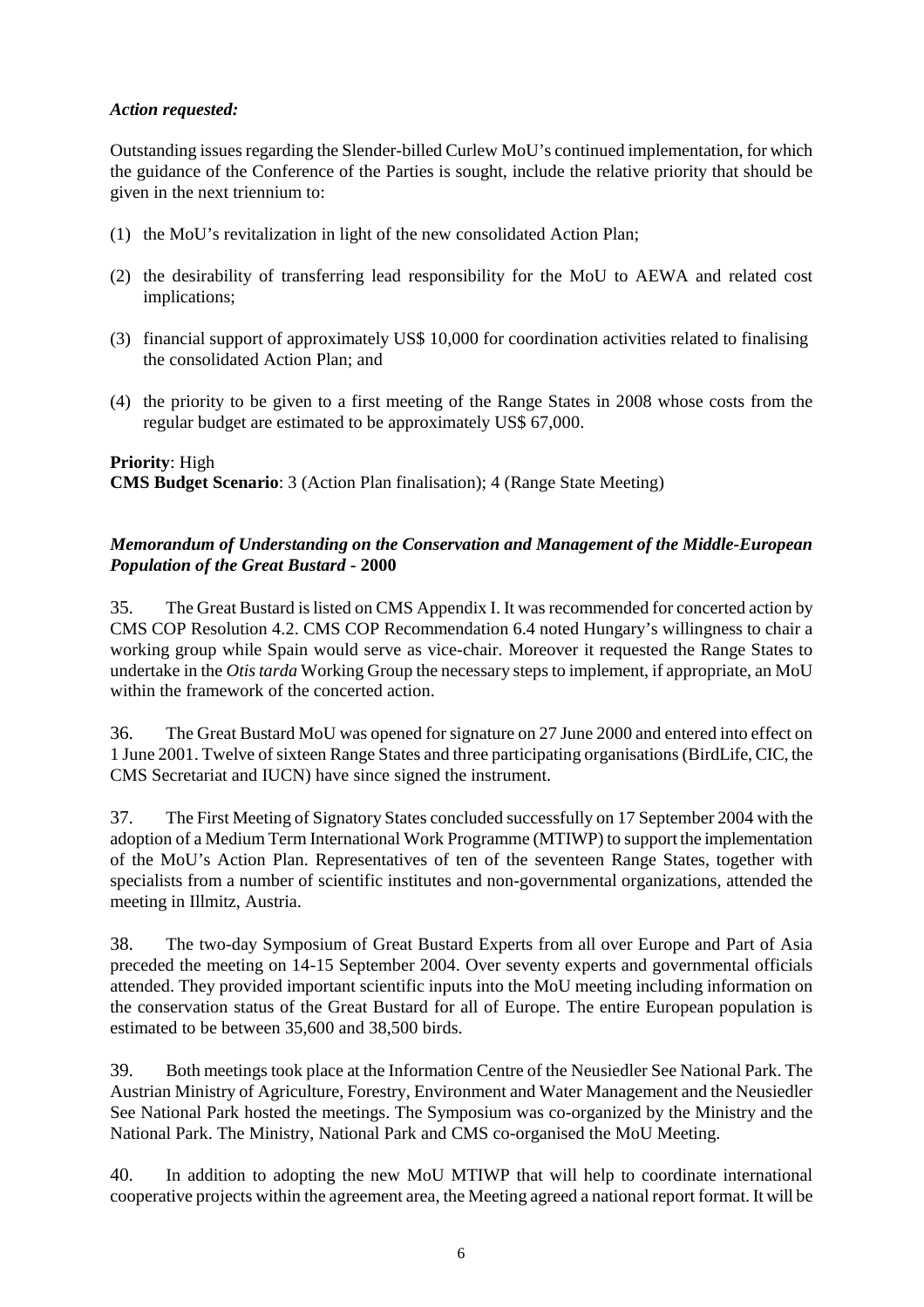***Action requested:***

Outstanding issues regarding the Slender-billed Curlew MoU's continued implementation, for which the guidance of the Conference of the Parties is sought, include the relative priority that should be given in the next triennium to:

(1) the MoU's revitalization in light of the new consolidated Action Plan;

(2) the desirability of transferring lead responsibility for the MoU to AEWA and related cost implications;

(3) financial support of approximately US$ 10,000 for coordination activities related to finalising the consolidated Action Plan; and

(4) the priority to be given to a first meeting of the Range States in 2008 whose costs from the regular budget are estimated to be approximately US$ 67,000.

**Priority**: High
**CMS Budget Scenario**: 3 (Action Plan finalisation); 4 (Range State Meeting)

***Memorandum of Understanding on the Conservation and Management of the Middle-European Population of the Great Bustard* - 2000**

35. The Great Bustard is listed on CMS Appendix I. It was recommended for concerted action by CMS COP Resolution 4.2. CMS COP Recommendation 6.4 noted Hungary's willingness to chair a working group while Spain would serve as vice-chair. Moreover it requested the Range States to undertake in the *Otis tarda* Working Group the necessary steps to implement, if appropriate, an MoU within the framework of the concerted action.

36. The Great Bustard MoU was opened for signature on 27 June 2000 and entered into effect on 1 June 2001. Twelve of sixteen Range States and three participating organisations (BirdLife, CIC, the CMS Secretariat and IUCN) have since signed the instrument.

37. The First Meeting of Signatory States concluded successfully on 17 September 2004 with the adoption of a Medium Term International Work Programme (MTIWP) to support the implementation of the MoU's Action Plan. Representatives of ten of the seventeen Range States, together with specialists from a number of scientific institutes and non-governmental organizations, attended the meeting in Illmitz, Austria.

38. The two-day Symposium of Great Bustard Experts from all over Europe and Part of Asia preceded the meeting on 14-15 September 2004. Over seventy experts and governmental officials attended. They provided important scientific inputs into the MoU meeting including information on the conservation status of the Great Bustard for all of Europe. The entire European population is estimated to be between 35,600 and 38,500 birds.

39. Both meetings took place at the Information Centre of the Neusiedler See National Park. The Austrian Ministry of Agriculture, Forestry, Environment and Water Management and the Neusiedler See National Park hosted the meetings. The Symposium was co-organized by the Ministry and the National Park. The Ministry, National Park and CMS co-organised the MoU Meeting.

40. In addition to adopting the new MoU MTIWP that will help to coordinate international cooperative projects within the agreement area, the Meeting agreed a national report format. It will be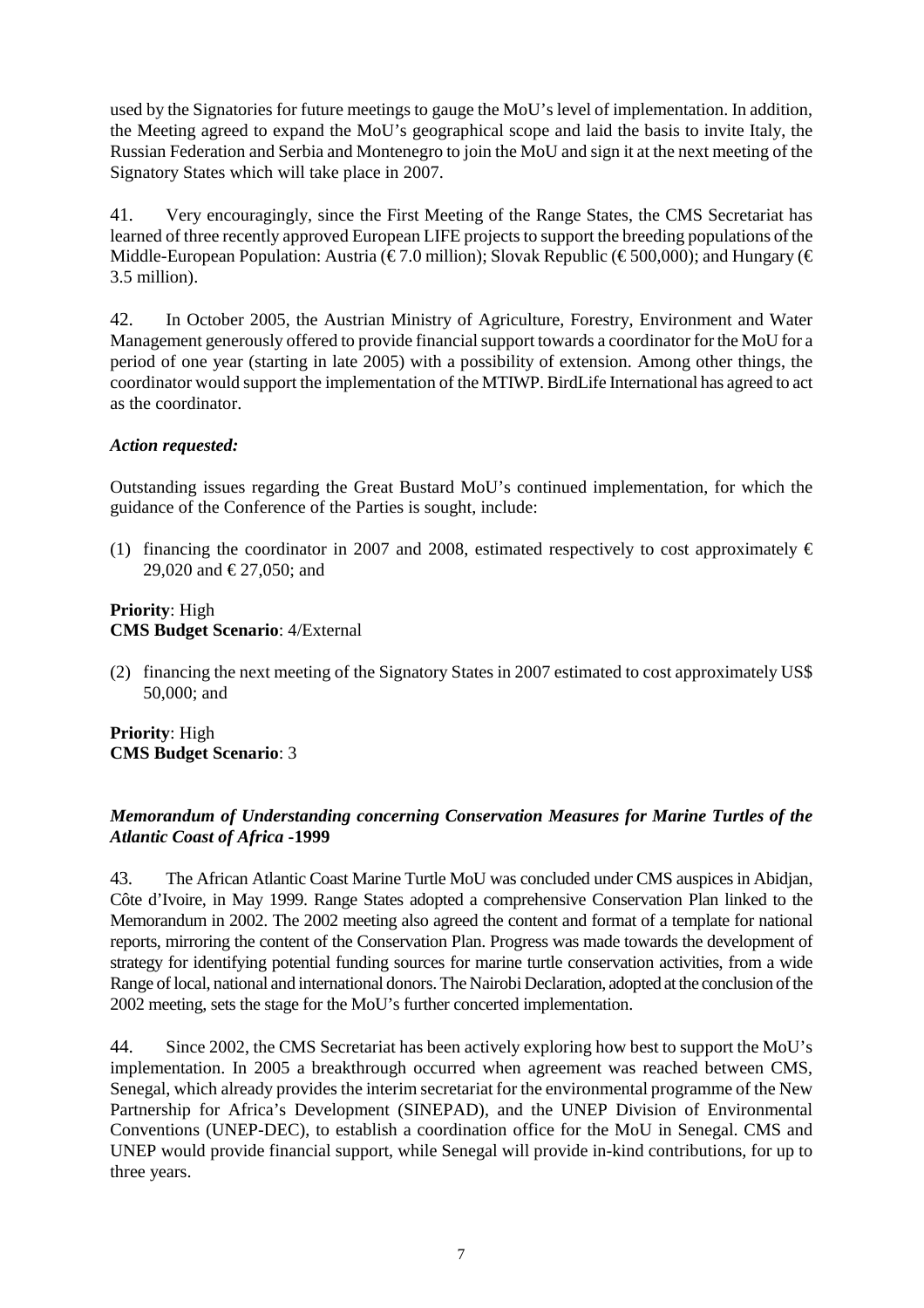used by the Signatories for future meetings to gauge the MoU's level of implementation. In addition, the Meeting agreed to expand the MoU's geographical scope and laid the basis to invite Italy, the Russian Federation and Serbia and Montenegro to join the MoU and sign it at the next meeting of the Signatory States which will take place in 2007.

41. Very encouragingly, since the First Meeting of the Range States, the CMS Secretariat has learned of three recently approved European LIFE projects to support the breeding populations of the Middle-European Population: Austria (€ 7.0 million); Slovak Republic (€ 500,000); and Hungary (€ 3.5 million).

42. In October 2005, the Austrian Ministry of Agriculture, Forestry, Environment and Water Management generously offered to provide financial support towards a coordinator for the MoU for a period of one year (starting in late 2005) with a possibility of extension. Among other things, the coordinator would support the implementation of the MTIWP. BirdLife International has agreed to act as the coordinator.

***Action requested:***

Outstanding issues regarding the Great Bustard MoU's continued implementation, for which the guidance of the Conference of the Parties is sought, include:

(1) financing the coordinator in 2007 and 2008, estimated respectively to cost approximately € 29,020 and € 27,050; and

**Priority**: High
**CMS Budget Scenario**: 4/External

(2) financing the next meeting of the Signatory States in 2007 estimated to cost approximately US$ 50,000; and

**Priority**: High
**CMS Budget Scenario**: 3

***Memorandum of Understanding concerning Conservation Measures for Marine Turtles of the Atlantic Coast of Africa* -1999**

43. The African Atlantic Coast Marine Turtle MoU was concluded under CMS auspices in Abidjan, Côte d'Ivoire, in May 1999. Range States adopted a comprehensive Conservation Plan linked to the Memorandum in 2002. The 2002 meeting also agreed the content and format of a template for national reports, mirroring the content of the Conservation Plan. Progress was made towards the development of strategy for identifying potential funding sources for marine turtle conservation activities, from a wide Range of local, national and international donors. The Nairobi Declaration, adopted at the conclusion of the 2002 meeting, sets the stage for the MoU's further concerted implementation.

44. Since 2002, the CMS Secretariat has been actively exploring how best to support the MoU's implementation. In 2005 a breakthrough occurred when agreement was reached between CMS, Senegal, which already provides the interim secretariat for the environmental programme of the New Partnership for Africa's Development (SINEPAD), and the UNEP Division of Environmental Conventions (UNEP-DEC), to establish a coordination office for the MoU in Senegal. CMS and UNEP would provide financial support, while Senegal will provide in-kind contributions, for up to three years.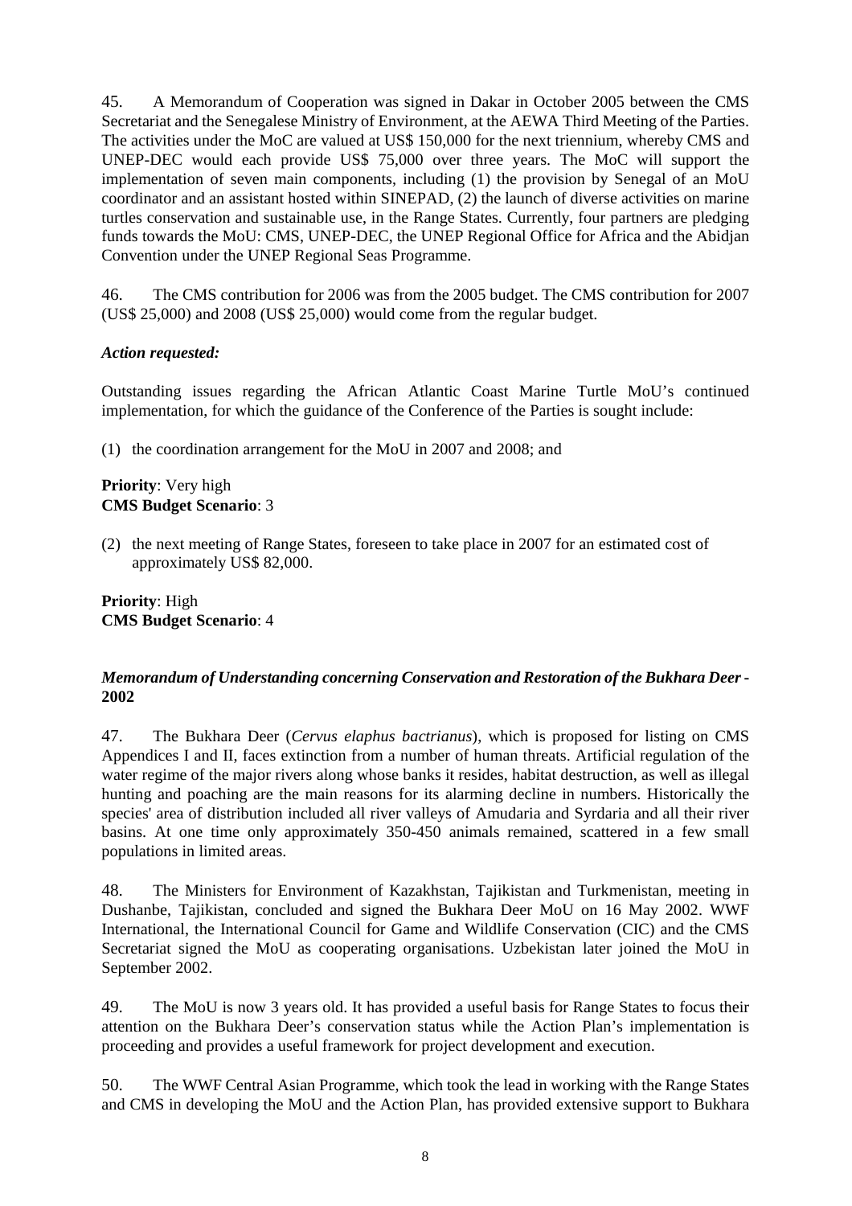45. A Memorandum of Cooperation was signed in Dakar in October 2005 between the CMS Secretariat and the Senegalese Ministry of Environment, at the AEWA Third Meeting of the Parties. The activities under the MoC are valued at US$ 150,000 for the next triennium, whereby CMS and UNEP-DEC would each provide US$ 75,000 over three years. The MoC will support the implementation of seven main components, including (1) the provision by Senegal of an MoU coordinator and an assistant hosted within SINEPAD, (2) the launch of diverse activities on marine turtles conservation and sustainable use, in the Range States. Currently, four partners are pledging funds towards the MoU: CMS, UNEP-DEC, the UNEP Regional Office for Africa and the Abidjan Convention under the UNEP Regional Seas Programme.

46. The CMS contribution for 2006 was from the 2005 budget. The CMS contribution for 2007 (US$ 25,000) and 2008 (US$ 25,000) would come from the regular budget.

***Action requested:***

Outstanding issues regarding the African Atlantic Coast Marine Turtle MoU's continued implementation, for which the guidance of the Conference of the Parties is sought include:

(1) the coordination arrangement for the MoU in 2007 and 2008; and

**Priority**: Very high
**CMS Budget Scenario**: 3

(2) the next meeting of Range States, foreseen to take place in 2007 for an estimated cost of approximately US$ 82,000.

**Priority**: High
**CMS Budget Scenario**: 4

***Memorandum of Understanding concerning Conservation and Restoration of the Bukhara Deer - 2002***

47. The Bukhara Deer (*Cervus elaphus bactrianus*), which is proposed for listing on CMS Appendices I and II, faces extinction from a number of human threats. Artificial regulation of the water regime of the major rivers along whose banks it resides, habitat destruction, as well as illegal hunting and poaching are the main reasons for its alarming decline in numbers. Historically the species' area of distribution included all river valleys of Amudaria and Syrdaria and all their river basins. At one time only approximately 350-450 animals remained, scattered in a few small populations in limited areas.

48. The Ministers for Environment of Kazakhstan, Tajikistan and Turkmenistan, meeting in Dushanbe, Tajikistan, concluded and signed the Bukhara Deer MoU on 16 May 2002. WWF International, the International Council for Game and Wildlife Conservation (CIC) and the CMS Secretariat signed the MoU as cooperating organisations. Uzbekistan later joined the MoU in September 2002.

49. The MoU is now 3 years old. It has provided a useful basis for Range States to focus their attention on the Bukhara Deer's conservation status while the Action Plan's implementation is proceeding and provides a useful framework for project development and execution.

50. The WWF Central Asian Programme, which took the lead in working with the Range States and CMS in developing the MoU and the Action Plan, has provided extensive support to Bukhara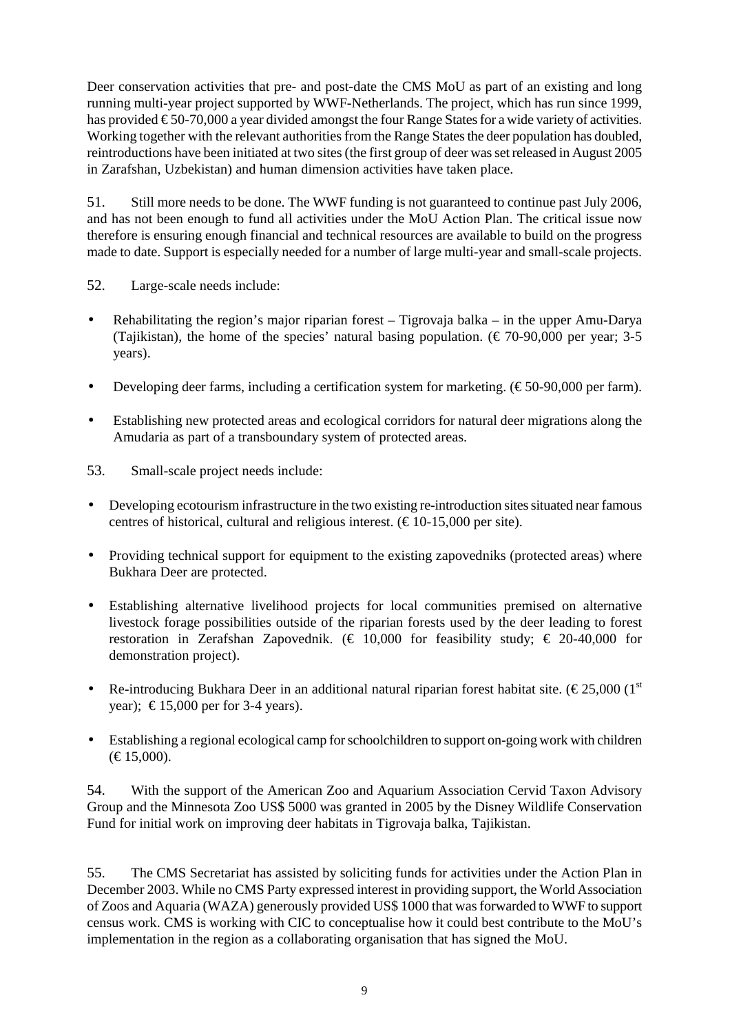Deer conservation activities that pre- and post-date the CMS MoU as part of an existing and long running multi-year project supported by WWF-Netherlands. The project, which has run since 1999, has provided € 50-70,000 a year divided amongst the four Range States for a wide variety of activities. Working together with the relevant authorities from the Range States the deer population has doubled, reintroductions have been initiated at two sites (the first group of deer was set released in August 2005 in Zarafshan, Uzbekistan) and human dimension activities have taken place.

51. Still more needs to be done. The WWF funding is not guaranteed to continue past July 2006, and has not been enough to fund all activities under the MoU Action Plan. The critical issue now therefore is ensuring enough financial and technical resources are available to build on the progress made to date. Support is especially needed for a number of large multi-year and small-scale projects.

52. Large-scale needs include:

- Rehabilitating the region's major riparian forest – Tigrovaja balka – in the upper Amu-Darya (Tajikistan), the home of the species' natural basing population. (€ 70-90,000 per year; 3-5 years).
- Developing deer farms, including a certification system for marketing. (€ 50-90,000 per farm).
- Establishing new protected areas and ecological corridors for natural deer migrations along the Amudaria as part of a transboundary system of protected areas.

53. Small-scale project needs include:

- Developing ecotourism infrastructure in the two existing re-introduction sites situated near famous centres of historical, cultural and religious interest. (€ 10-15,000 per site).
- Providing technical support for equipment to the existing zapovedniks (protected areas) where Bukhara Deer are protected.
- Establishing alternative livelihood projects for local communities premised on alternative livestock forage possibilities outside of the riparian forests used by the deer leading to forest restoration in Zerafshan Zapovednik. (€ 10,000 for feasibility study; € 20-40,000 for demonstration project).
- Re-introducing Bukhara Deer in an additional natural riparian forest habitat site. (€ 25,000 (1st year); € 15,000 per for 3-4 years).
- Establishing a regional ecological camp for schoolchildren to support on-going work with children (€ 15,000).

54. With the support of the American Zoo and Aquarium Association Cervid Taxon Advisory Group and the Minnesota Zoo US$ 5000 was granted in 2005 by the Disney Wildlife Conservation Fund for initial work on improving deer habitats in Tigrovaja balka, Tajikistan.

55. The CMS Secretariat has assisted by soliciting funds for activities under the Action Plan in December 2003. While no CMS Party expressed interest in providing support, the World Association of Zoos and Aquaria (WAZA) generously provided US$ 1000 that was forwarded to WWF to support census work. CMS is working with CIC to conceptualise how it could best contribute to the MoU's implementation in the region as a collaborating organisation that has signed the MoU.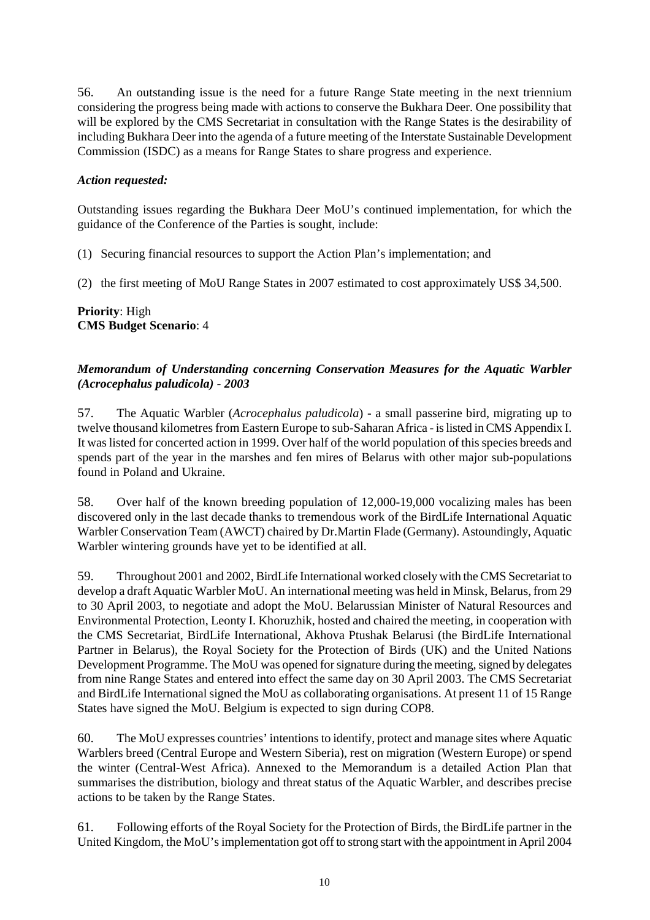56. An outstanding issue is the need for a future Range State meeting in the next triennium considering the progress being made with actions to conserve the Bukhara Deer. One possibility that will be explored by the CMS Secretariat in consultation with the Range States is the desirability of including Bukhara Deer into the agenda of a future meeting of the Interstate Sustainable Development Commission (ISDC) as a means for Range States to share progress and experience.

***Action requested:***

Outstanding issues regarding the Bukhara Deer MoU's continued implementation, for which the guidance of the Conference of the Parties is sought, include:

(1) Securing financial resources to support the Action Plan's implementation; and

(2) the first meeting of MoU Range States in 2007 estimated to cost approximately US$ 34,500.

**Priority**: High
**CMS Budget Scenario**: 4

***Memorandum of Understanding concerning Conservation Measures for the Aquatic Warbler (Acrocephalus paludicola) - 2003***

57. The Aquatic Warbler (*Acrocephalus paludicola*) - a small passerine bird, migrating up to twelve thousand kilometres from Eastern Europe to sub-Saharan Africa - is listed in CMS Appendix I. It was listed for concerted action in 1999. Over half of the world population of this species breeds and spends part of the year in the marshes and fen mires of Belarus with other major sub-populations found in Poland and Ukraine.

58. Over half of the known breeding population of 12,000-19,000 vocalizing males has been discovered only in the last decade thanks to tremendous work of the BirdLife International Aquatic Warbler Conservation Team (AWCT) chaired by Dr.Martin Flade (Germany). Astoundingly, Aquatic Warbler wintering grounds have yet to be identified at all.

59. Throughout 2001 and 2002, BirdLife International worked closely with the CMS Secretariat to develop a draft Aquatic Warbler MoU. An international meeting was held in Minsk, Belarus, from 29 to 30 April 2003, to negotiate and adopt the MoU. Belarussian Minister of Natural Resources and Environmental Protection, Leonty I. Khoruzhik, hosted and chaired the meeting, in cooperation with the CMS Secretariat, BirdLife International, Akhova Ptushak Belarusi (the BirdLife International Partner in Belarus), the Royal Society for the Protection of Birds (UK) and the United Nations Development Programme. The MoU was opened for signature during the meeting, signed by delegates from nine Range States and entered into effect the same day on 30 April 2003. The CMS Secretariat and BirdLife International signed the MoU as collaborating organisations. At present 11 of 15 Range States have signed the MoU. Belgium is expected to sign during COP8.

60. The MoU expresses countries' intentions to identify, protect and manage sites where Aquatic Warblers breed (Central Europe and Western Siberia), rest on migration (Western Europe) or spend the winter (Central-West Africa). Annexed to the Memorandum is a detailed Action Plan that summarises the distribution, biology and threat status of the Aquatic Warbler, and describes precise actions to be taken by the Range States.

61. Following efforts of the Royal Society for the Protection of Birds, the BirdLife partner in the United Kingdom, the MoU's implementation got off to strong start with the appointment in April 2004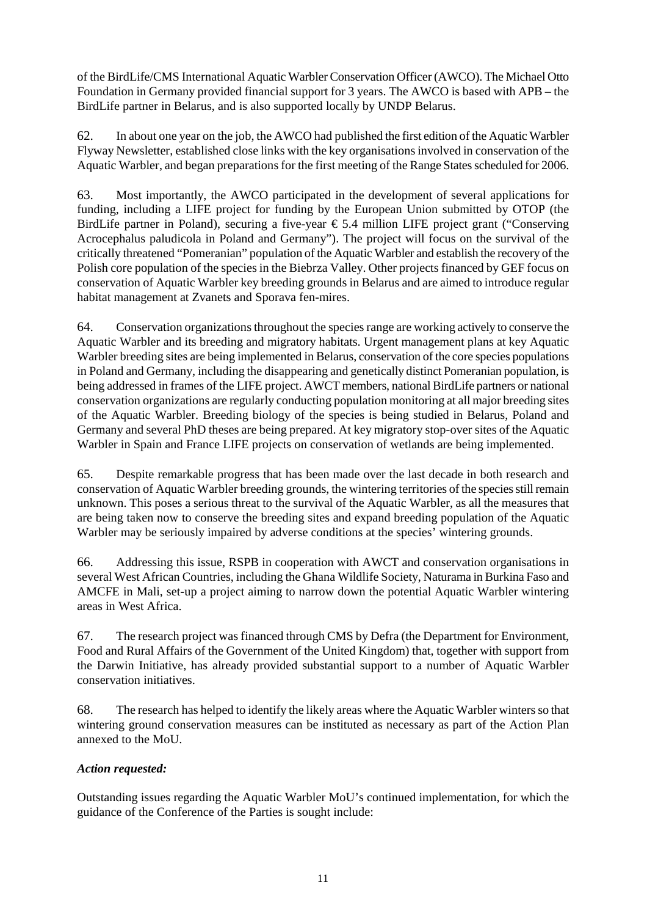of the BirdLife/CMS International Aquatic Warbler Conservation Officer (AWCO). The Michael Otto Foundation in Germany provided financial support for 3 years. The AWCO is based with APB – the BirdLife partner in Belarus, and is also supported locally by UNDP Belarus.

62. In about one year on the job, the AWCO had published the first edition of the Aquatic Warbler Flyway Newsletter, established close links with the key organisations involved in conservation of the Aquatic Warbler, and began preparations for the first meeting of the Range States scheduled for 2006.

63. Most importantly, the AWCO participated in the development of several applications for funding, including a LIFE project for funding by the European Union submitted by OTOP (the BirdLife partner in Poland), securing a five-year € 5.4 million LIFE project grant ("Conserving Acrocephalus paludicola in Poland and Germany"). The project will focus on the survival of the critically threatened "Pomeranian" population of the Aquatic Warbler and establish the recovery of the Polish core population of the species in the Biebrza Valley. Other projects financed by GEF focus on conservation of Aquatic Warbler key breeding grounds in Belarus and are aimed to introduce regular habitat management at Zvanets and Sporava fen-mires.

64. Conservation organizations throughout the species range are working actively to conserve the Aquatic Warbler and its breeding and migratory habitats. Urgent management plans at key Aquatic Warbler breeding sites are being implemented in Belarus, conservation of the core species populations in Poland and Germany, including the disappearing and genetically distinct Pomeranian population, is being addressed in frames of the LIFE project. AWCT members, national BirdLife partners or national conservation organizations are regularly conducting population monitoring at all major breeding sites of the Aquatic Warbler. Breeding biology of the species is being studied in Belarus, Poland and Germany and several PhD theses are being prepared. At key migratory stop-over sites of the Aquatic Warbler in Spain and France LIFE projects on conservation of wetlands are being implemented.

65. Despite remarkable progress that has been made over the last decade in both research and conservation of Aquatic Warbler breeding grounds, the wintering territories of the species still remain unknown. This poses a serious threat to the survival of the Aquatic Warbler, as all the measures that are being taken now to conserve the breeding sites and expand breeding population of the Aquatic Warbler may be seriously impaired by adverse conditions at the species' wintering grounds.

66. Addressing this issue, RSPB in cooperation with AWCT and conservation organisations in several West African Countries, including the Ghana Wildlife Society, Naturama in Burkina Faso and AMCFE in Mali, set-up a project aiming to narrow down the potential Aquatic Warbler wintering areas in West Africa.

67. The research project was financed through CMS by Defra (the Department for Environment, Food and Rural Affairs of the Government of the United Kingdom) that, together with support from the Darwin Initiative, has already provided substantial support to a number of Aquatic Warbler conservation initiatives.

68. The research has helped to identify the likely areas where the Aquatic Warbler winters so that wintering ground conservation measures can be instituted as necessary as part of the Action Plan annexed to the MoU.

***Action requested:***

Outstanding issues regarding the Aquatic Warbler MoU's continued implementation, for which the guidance of the Conference of the Parties is sought include: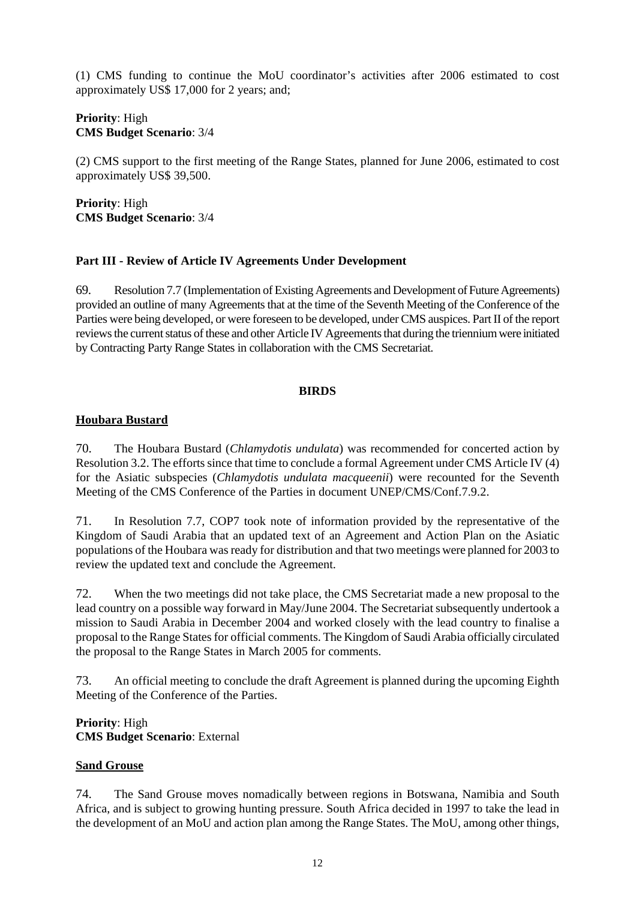(1) CMS funding to continue the MoU coordinator's activities after 2006 estimated to cost approximately US$ 17,000 for 2 years; and;

**Priority**: High
**CMS Budget Scenario**: 3/4

(2) CMS support to the first meeting of the Range States, planned for June 2006, estimated to cost approximately US$ 39,500.

**Priority**: High
**CMS Budget Scenario**: 3/4

### Part III - Review of Article IV Agreements Under Development

69. Resolution 7.7 (Implementation of Existing Agreements and Development of Future Agreements) provided an outline of many Agreements that at the time of the Seventh Meeting of the Conference of the Parties were being developed, or were foreseen to be developed, under CMS auspices. Part II of the report reviews the current status of these and other Article IV Agreements that during the triennium were initiated by Contracting Party Range States in collaboration with the CMS Secretariat.

#### BIRDS

**Houbara Bustard**

70. The Houbara Bustard (*Chlamydotis undulata*) was recommended for concerted action by Resolution 3.2. The efforts since that time to conclude a formal Agreement under CMS Article IV (4) for the Asiatic subspecies (*Chlamydotis undulata macqueenii*) were recounted for the Seventh Meeting of the CMS Conference of the Parties in document UNEP/CMS/Conf.7.9.2.

71. In Resolution 7.7, COP7 took note of information provided by the representative of the Kingdom of Saudi Arabia that an updated text of an Agreement and Action Plan on the Asiatic populations of the Houbara was ready for distribution and that two meetings were planned for 2003 to review the updated text and conclude the Agreement.

72. When the two meetings did not take place, the CMS Secretariat made a new proposal to the lead country on a possible way forward in May/June 2004. The Secretariat subsequently undertook a mission to Saudi Arabia in December 2004 and worked closely with the lead country to finalise a proposal to the Range States for official comments. The Kingdom of Saudi Arabia officially circulated the proposal to the Range States in March 2005 for comments.

73. An official meeting to conclude the draft Agreement is planned during the upcoming Eighth Meeting of the Conference of the Parties.

**Priority**: High
**CMS Budget Scenario**: External

**Sand Grouse**

74. The Sand Grouse moves nomadically between regions in Botswana, Namibia and South Africa, and is subject to growing hunting pressure. South Africa decided in 1997 to take the lead in the development of an MoU and action plan among the Range States. The MoU, among other things,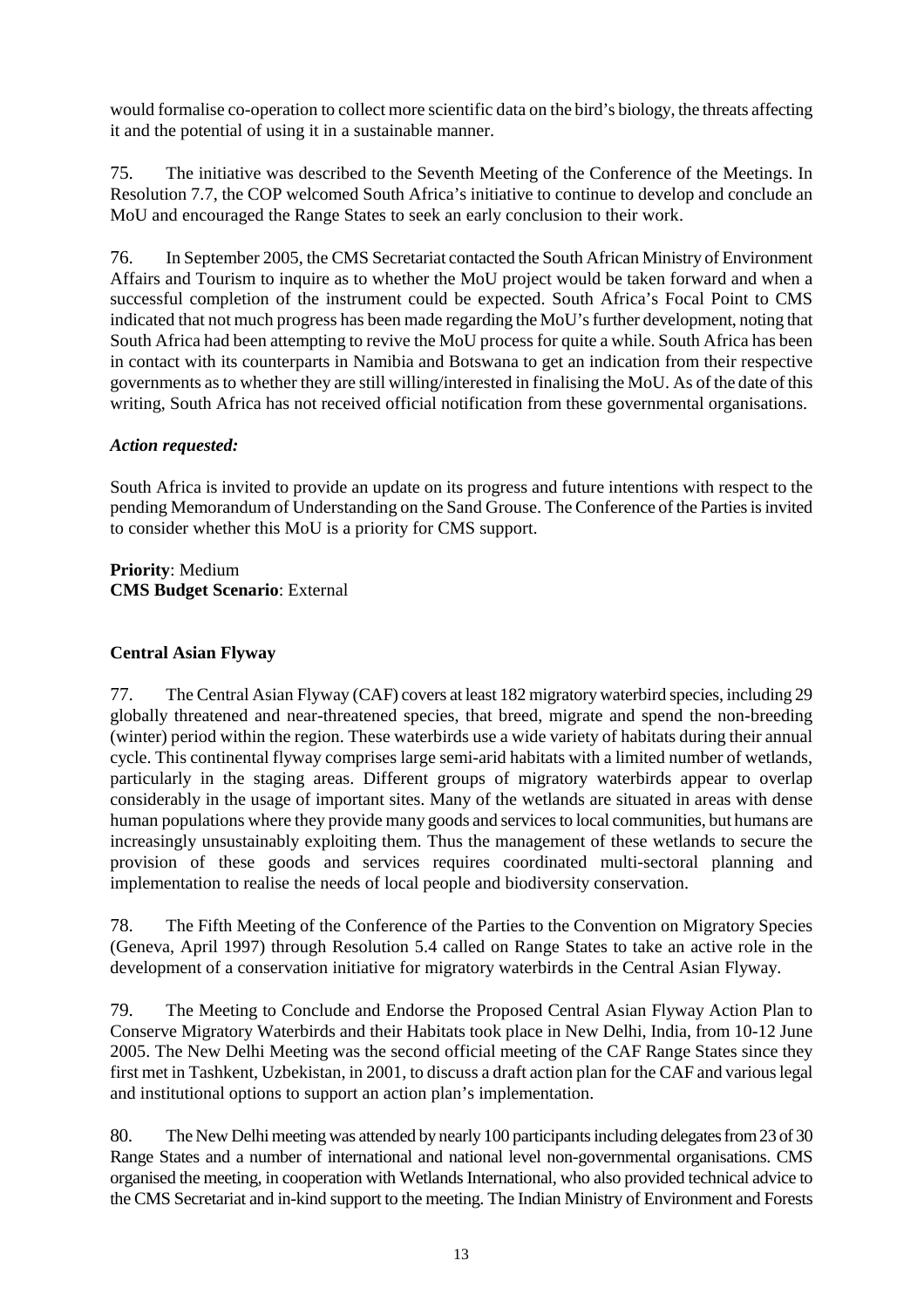would formalise co-operation to collect more scientific data on the bird's biology, the threats affecting it and the potential of using it in a sustainable manner.

75. The initiative was described to the Seventh Meeting of the Conference of the Meetings. In Resolution 7.7, the COP welcomed South Africa's initiative to continue to develop and conclude an MoU and encouraged the Range States to seek an early conclusion to their work.

76. In September 2005, the CMS Secretariat contacted the South African Ministry of Environment Affairs and Tourism to inquire as to whether the MoU project would be taken forward and when a successful completion of the instrument could be expected. South Africa's Focal Point to CMS indicated that not much progress has been made regarding the MoU's further development, noting that South Africa had been attempting to revive the MoU process for quite a while. South Africa has been in contact with its counterparts in Namibia and Botswana to get an indication from their respective governments as to whether they are still willing/interested in finalising the MoU. As of the date of this writing, South Africa has not received official notification from these governmental organisations.

***Action requested:***

South Africa is invited to provide an update on its progress and future intentions with respect to the pending Memorandum of Understanding on the Sand Grouse. The Conference of the Parties is invited to consider whether this MoU is a priority for CMS support.

**Priority**: Medium
**CMS Budget Scenario**: External

**Central Asian Flyway**

77. The Central Asian Flyway (CAF) covers at least 182 migratory waterbird species, including 29 globally threatened and near-threatened species, that breed, migrate and spend the non-breeding (winter) period within the region. These waterbirds use a wide variety of habitats during their annual cycle. This continental flyway comprises large semi-arid habitats with a limited number of wetlands, particularly in the staging areas. Different groups of migratory waterbirds appear to overlap considerably in the usage of important sites. Many of the wetlands are situated in areas with dense human populations where they provide many goods and services to local communities, but humans are increasingly unsustainably exploiting them. Thus the management of these wetlands to secure the provision of these goods and services requires coordinated multi-sectoral planning and implementation to realise the needs of local people and biodiversity conservation.

78. The Fifth Meeting of the Conference of the Parties to the Convention on Migratory Species (Geneva, April 1997) through Resolution 5.4 called on Range States to take an active role in the development of a conservation initiative for migratory waterbirds in the Central Asian Flyway.

79. The Meeting to Conclude and Endorse the Proposed Central Asian Flyway Action Plan to Conserve Migratory Waterbirds and their Habitats took place in New Delhi, India, from 10-12 June 2005. The New Delhi Meeting was the second official meeting of the CAF Range States since they first met in Tashkent, Uzbekistan, in 2001, to discuss a draft action plan for the CAF and various legal and institutional options to support an action plan's implementation.

80. The New Delhi meeting was attended by nearly 100 participants including delegates from 23 of 30 Range States and a number of international and national level non-governmental organisations. CMS organised the meeting, in cooperation with Wetlands International, who also provided technical advice to the CMS Secretariat and in-kind support to the meeting. The Indian Ministry of Environment and Forests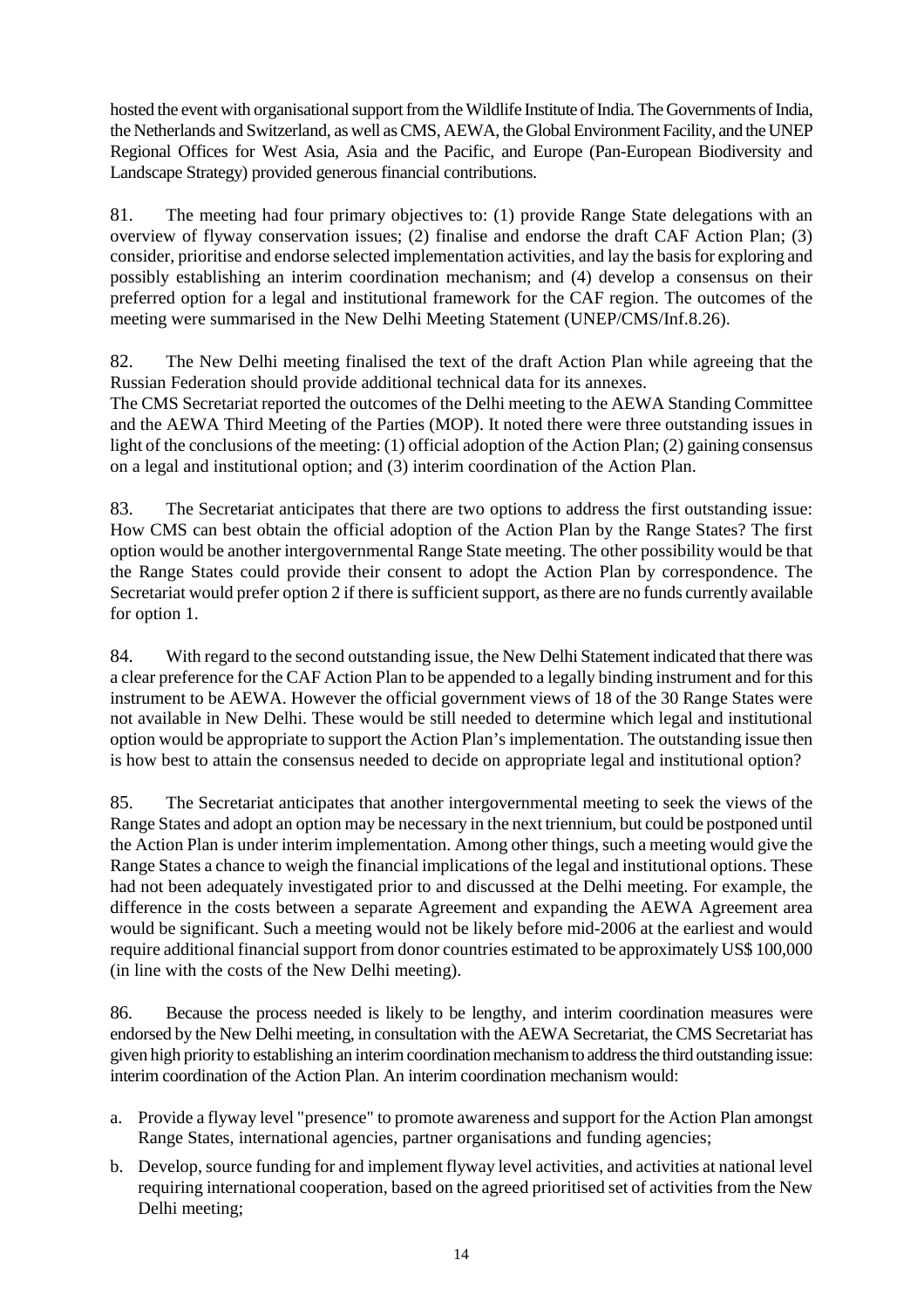hosted the event with organisational support from the Wildlife Institute of India. The Governments of India, the Netherlands and Switzerland, as well as CMS, AEWA, the Global Environment Facility, and the UNEP Regional Offices for West Asia, Asia and the Pacific, and Europe (Pan-European Biodiversity and Landscape Strategy) provided generous financial contributions.

81. The meeting had four primary objectives to: (1) provide Range State delegations with an overview of flyway conservation issues; (2) finalise and endorse the draft CAF Action Plan; (3) consider, prioritise and endorse selected implementation activities, and lay the basis for exploring and possibly establishing an interim coordination mechanism; and (4) develop a consensus on their preferred option for a legal and institutional framework for the CAF region. The outcomes of the meeting were summarised in the New Delhi Meeting Statement (UNEP/CMS/Inf.8.26).

82. The New Delhi meeting finalised the text of the draft Action Plan while agreeing that the Russian Federation should provide additional technical data for its annexes.
The CMS Secretariat reported the outcomes of the Delhi meeting to the AEWA Standing Committee and the AEWA Third Meeting of the Parties (MOP). It noted there were three outstanding issues in light of the conclusions of the meeting: (1) official adoption of the Action Plan; (2) gaining consensus on a legal and institutional option; and (3) interim coordination of the Action Plan.

83. The Secretariat anticipates that there are two options to address the first outstanding issue: How CMS can best obtain the official adoption of the Action Plan by the Range States? The first option would be another intergovernmental Range State meeting. The other possibility would be that the Range States could provide their consent to adopt the Action Plan by correspondence. The Secretariat would prefer option 2 if there is sufficient support, as there are no funds currently available for option 1.

84. With regard to the second outstanding issue, the New Delhi Statement indicated that there was a clear preference for the CAF Action Plan to be appended to a legally binding instrument and for this instrument to be AEWA. However the official government views of 18 of the 30 Range States were not available in New Delhi. These would be still needed to determine which legal and institutional option would be appropriate to support the Action Plan's implementation. The outstanding issue then is how best to attain the consensus needed to decide on appropriate legal and institutional option?

85. The Secretariat anticipates that another intergovernmental meeting to seek the views of the Range States and adopt an option may be necessary in the next triennium, but could be postponed until the Action Plan is under interim implementation. Among other things, such a meeting would give the Range States a chance to weigh the financial implications of the legal and institutional options. These had not been adequately investigated prior to and discussed at the Delhi meeting. For example, the difference in the costs between a separate Agreement and expanding the AEWA Agreement area would be significant. Such a meeting would not be likely before mid-2006 at the earliest and would require additional financial support from donor countries estimated to be approximately US$ 100,000 (in line with the costs of the New Delhi meeting).

86. Because the process needed is likely to be lengthy, and interim coordination measures were endorsed by the New Delhi meeting, in consultation with the AEWA Secretariat, the CMS Secretariat has given high priority to establishing an interim coordination mechanism to address the third outstanding issue: interim coordination of the Action Plan. An interim coordination mechanism would:

a. Provide a flyway level "presence" to promote awareness and support for the Action Plan amongst Range States, international agencies, partner organisations and funding agencies;

b. Develop, source funding for and implement flyway level activities, and activities at national level requiring international cooperation, based on the agreed prioritised set of activities from the New Delhi meeting;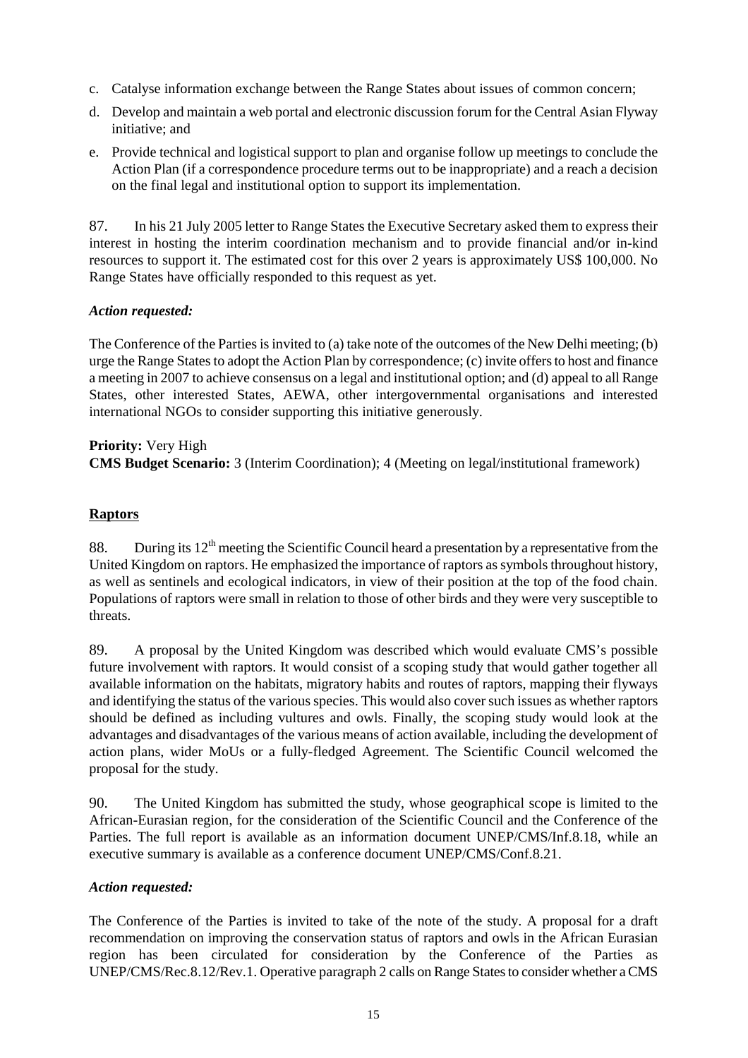c. Catalyse information exchange between the Range States about issues of common concern;

d. Develop and maintain a web portal and electronic discussion forum for the Central Asian Flyway initiative; and

e. Provide technical and logistical support to plan and organise follow up meetings to conclude the Action Plan (if a correspondence procedure terms out to be inappropriate) and a reach a decision on the final legal and institutional option to support its implementation.

87. In his 21 July 2005 letter to Range States the Executive Secretary asked them to express their interest in hosting the interim coordination mechanism and to provide financial and/or in-kind resources to support it. The estimated cost for this over 2 years is approximately US$ 100,000. No Range States have officially responded to this request as yet.

***Action requested:***

The Conference of the Parties is invited to (a) take note of the outcomes of the New Delhi meeting; (b) urge the Range States to adopt the Action Plan by correspondence; (c) invite offers to host and finance a meeting in 2007 to achieve consensus on a legal and institutional option; and (d) appeal to all Range States, other interested States, AEWA, other intergovernmental organisations and interested international NGOs to consider supporting this initiative generously.

**Priority:** Very High
**CMS Budget Scenario:** 3 (Interim Coordination); 4 (Meeting on legal/institutional framework)

## Raptors

88. During its 12th meeting the Scientific Council heard a presentation by a representative from the United Kingdom on raptors. He emphasized the importance of raptors as symbols throughout history, as well as sentinels and ecological indicators, in view of their position at the top of the food chain. Populations of raptors were small in relation to those of other birds and they were very susceptible to threats.

89. A proposal by the United Kingdom was described which would evaluate CMS's possible future involvement with raptors. It would consist of a scoping study that would gather together all available information on the habitats, migratory habits and routes of raptors, mapping their flyways and identifying the status of the various species. This would also cover such issues as whether raptors should be defined as including vultures and owls. Finally, the scoping study would look at the advantages and disadvantages of the various means of action available, including the development of action plans, wider MoUs or a fully-fledged Agreement. The Scientific Council welcomed the proposal for the study.

90. The United Kingdom has submitted the study, whose geographical scope is limited to the African-Eurasian region, for the consideration of the Scientific Council and the Conference of the Parties. The full report is available as an information document UNEP/CMS/Inf.8.18, while an executive summary is available as a conference document UNEP/CMS/Conf.8.21.

***Action requested:***

The Conference of the Parties is invited to take of the note of the study. A proposal for a draft recommendation on improving the conservation status of raptors and owls in the African Eurasian region has been circulated for consideration by the Conference of the Parties as UNEP/CMS/Rec.8.12/Rev.1. Operative paragraph 2 calls on Range States to consider whether a CMS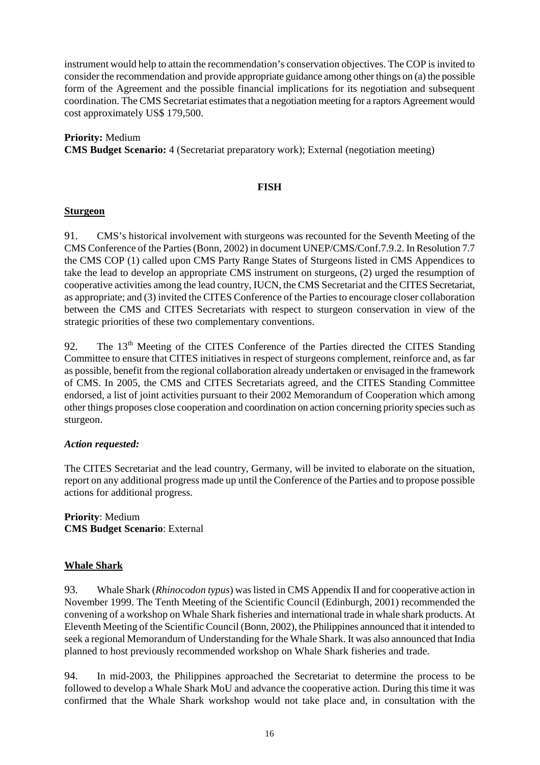instrument would help to attain the recommendation's conservation objectives. The COP is invited to consider the recommendation and provide appropriate guidance among other things on (a) the possible form of the Agreement and the possible financial implications for its negotiation and subsequent coordination. The CMS Secretariat estimates that a negotiation meeting for a raptors Agreement would cost approximately US$ 179,500.

**Priority:** Medium
**CMS Budget Scenario:** 4 (Secretariat preparatory work); External (negotiation meeting)

## FISH

### Sturgeon

91. CMS's historical involvement with sturgeons was recounted for the Seventh Meeting of the CMS Conference of the Parties (Bonn, 2002) in document UNEP/CMS/Conf.7.9.2. In Resolution 7.7 the CMS COP (1) called upon CMS Party Range States of Sturgeons listed in CMS Appendices to take the lead to develop an appropriate CMS instrument on sturgeons, (2) urged the resumption of cooperative activities among the lead country, IUCN, the CMS Secretariat and the CITES Secretariat, as appropriate; and (3) invited the CITES Conference of the Parties to encourage closer collaboration between the CMS and CITES Secretariats with respect to sturgeon conservation in view of the strategic priorities of these two complementary conventions.

92. The 13th Meeting of the CITES Conference of the Parties directed the CITES Standing Committee to ensure that CITES initiatives in respect of sturgeons complement, reinforce and, as far as possible, benefit from the regional collaboration already undertaken or envisaged in the framework of CMS. In 2005, the CMS and CITES Secretariats agreed, and the CITES Standing Committee endorsed, a list of joint activities pursuant to their 2002 Memorandum of Cooperation which among other things proposes close cooperation and coordination on action concerning priority species such as sturgeon.

***Action requested:***

The CITES Secretariat and the lead country, Germany, will be invited to elaborate on the situation, report on any additional progress made up until the Conference of the Parties and to propose possible actions for additional progress.

**Priority**: Medium
**CMS Budget Scenario**: External

### Whale Shark

93. Whale Shark (*Rhinocodon typus*) was listed in CMS Appendix II and for cooperative action in November 1999. The Tenth Meeting of the Scientific Council (Edinburgh, 2001) recommended the convening of a workshop on Whale Shark fisheries and international trade in whale shark products. At Eleventh Meeting of the Scientific Council (Bonn, 2002), the Philippines announced that it intended to seek a regional Memorandum of Understanding for the Whale Shark. It was also announced that India planned to host previously recommended workshop on Whale Shark fisheries and trade.

94. In mid-2003, the Philippines approached the Secretariat to determine the process to be followed to develop a Whale Shark MoU and advance the cooperative action. During this time it was confirmed that the Whale Shark workshop would not take place and, in consultation with the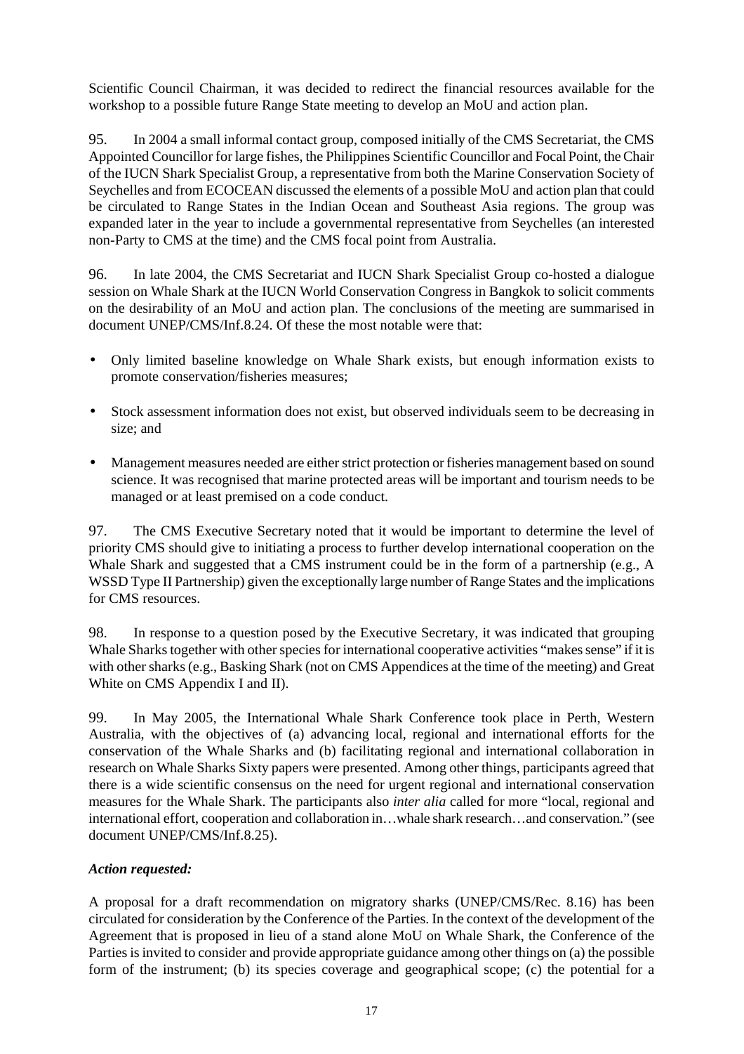Scientific Council Chairman, it was decided to redirect the financial resources available for the workshop to a possible future Range State meeting to develop an MoU and action plan.

95. In 2004 a small informal contact group, composed initially of the CMS Secretariat, the CMS Appointed Councillor for large fishes, the Philippines Scientific Councillor and Focal Point, the Chair of the IUCN Shark Specialist Group, a representative from both the Marine Conservation Society of Seychelles and from ECOCEAN discussed the elements of a possible MoU and action plan that could be circulated to Range States in the Indian Ocean and Southeast Asia regions. The group was expanded later in the year to include a governmental representative from Seychelles (an interested non-Party to CMS at the time) and the CMS focal point from Australia.

96. In late 2004, the CMS Secretariat and IUCN Shark Specialist Group co-hosted a dialogue session on Whale Shark at the IUCN World Conservation Congress in Bangkok to solicit comments on the desirability of an MoU and action plan. The conclusions of the meeting are summarised in document UNEP/CMS/Inf.8.24. Of these the most notable were that:

- Only limited baseline knowledge on Whale Shark exists, but enough information exists to promote conservation/fisheries measures;

- Stock assessment information does not exist, but observed individuals seem to be decreasing in size; and

- Management measures needed are either strict protection or fisheries management based on sound science. It was recognised that marine protected areas will be important and tourism needs to be managed or at least premised on a code conduct.

97. The CMS Executive Secretary noted that it would be important to determine the level of priority CMS should give to initiating a process to further develop international cooperation on the Whale Shark and suggested that a CMS instrument could be in the form of a partnership (e.g., A WSSD Type II Partnership) given the exceptionally large number of Range States and the implications for CMS resources.

98. In response to a question posed by the Executive Secretary, it was indicated that grouping Whale Sharks together with other species for international cooperative activities "makes sense" if it is with other sharks (e.g., Basking Shark (not on CMS Appendices at the time of the meeting) and Great White on CMS Appendix I and II).

99. In May 2005, the International Whale Shark Conference took place in Perth, Western Australia, with the objectives of (a) advancing local, regional and international efforts for the conservation of the Whale Sharks and (b) facilitating regional and international collaboration in research on Whale Sharks Sixty papers were presented. Among other things, participants agreed that there is a wide scientific consensus on the need for urgent regional and international conservation measures for the Whale Shark. The participants also *inter alia* called for more "local, regional and international effort, cooperation and collaboration in…whale shark research…and conservation." (see document UNEP/CMS/Inf.8.25).

***Action requested:***

A proposal for a draft recommendation on migratory sharks (UNEP/CMS/Rec. 8.16) has been circulated for consideration by the Conference of the Parties. In the context of the development of the Agreement that is proposed in lieu of a stand alone MoU on Whale Shark, the Conference of the Parties is invited to consider and provide appropriate guidance among other things on (a) the possible form of the instrument; (b) its species coverage and geographical scope; (c) the potential for a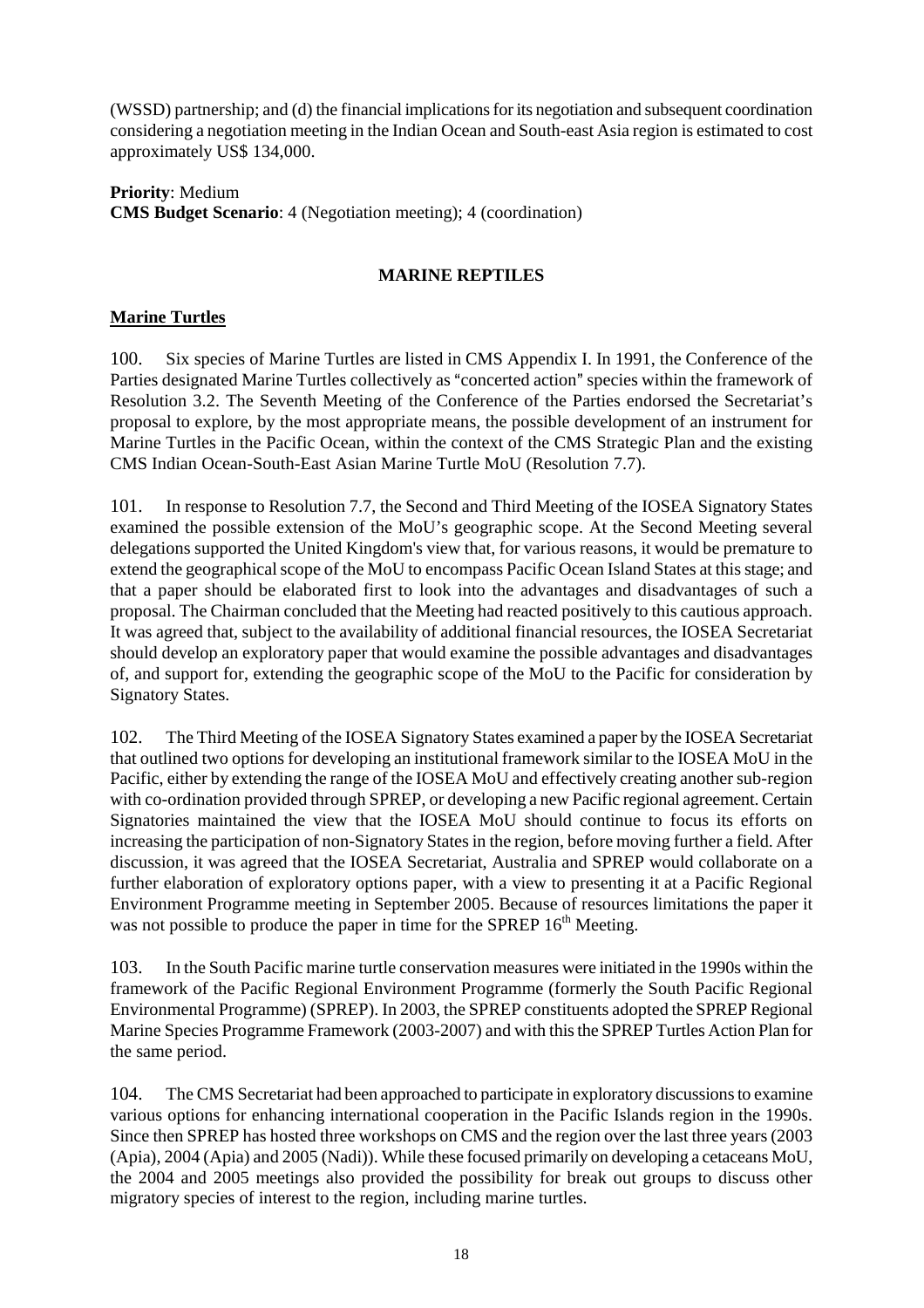(WSSD) partnership; and (d) the financial implications for its negotiation and subsequent coordination considering a negotiation meeting in the Indian Ocean and South-east Asia region is estimated to cost approximately US$ 134,000.

**Priority**: Medium
**CMS Budget Scenario**: 4 (Negotiation meeting); 4 (coordination)

## MARINE REPTILES

### Marine Turtles

100. Six species of Marine Turtles are listed in CMS Appendix I. In 1991, the Conference of the Parties designated Marine Turtles collectively as "concerted action" species within the framework of Resolution 3.2. The Seventh Meeting of the Conference of the Parties endorsed the Secretariat's proposal to explore, by the most appropriate means, the possible development of an instrument for Marine Turtles in the Pacific Ocean, within the context of the CMS Strategic Plan and the existing CMS Indian Ocean-South-East Asian Marine Turtle MoU (Resolution 7.7).

101. In response to Resolution 7.7, the Second and Third Meeting of the IOSEA Signatory States examined the possible extension of the MoU's geographic scope. At the Second Meeting several delegations supported the United Kingdom's view that, for various reasons, it would be premature to extend the geographical scope of the MoU to encompass Pacific Ocean Island States at this stage; and that a paper should be elaborated first to look into the advantages and disadvantages of such a proposal. The Chairman concluded that the Meeting had reacted positively to this cautious approach. It was agreed that, subject to the availability of additional financial resources, the IOSEA Secretariat should develop an exploratory paper that would examine the possible advantages and disadvantages of, and support for, extending the geographic scope of the MoU to the Pacific for consideration by Signatory States.

102. The Third Meeting of the IOSEA Signatory States examined a paper by the IOSEA Secretariat that outlined two options for developing an institutional framework similar to the IOSEA MoU in the Pacific, either by extending the range of the IOSEA MoU and effectively creating another sub-region with co-ordination provided through SPREP, or developing a new Pacific regional agreement. Certain Signatories maintained the view that the IOSEA MoU should continue to focus its efforts on increasing the participation of non-Signatory States in the region, before moving further a field. After discussion, it was agreed that the IOSEA Secretariat, Australia and SPREP would collaborate on a further elaboration of exploratory options paper, with a view to presenting it at a Pacific Regional Environment Programme meeting in September 2005. Because of resources limitations the paper it was not possible to produce the paper in time for the SPREP 16th Meeting.

103. In the South Pacific marine turtle conservation measures were initiated in the 1990s within the framework of the Pacific Regional Environment Programme (formerly the South Pacific Regional Environmental Programme) (SPREP). In 2003, the SPREP constituents adopted the SPREP Regional Marine Species Programme Framework (2003-2007) and with this the SPREP Turtles Action Plan for the same period.

104. The CMS Secretariat had been approached to participate in exploratory discussions to examine various options for enhancing international cooperation in the Pacific Islands region in the 1990s. Since then SPREP has hosted three workshops on CMS and the region over the last three years (2003 (Apia), 2004 (Apia) and 2005 (Nadi)). While these focused primarily on developing a cetaceans MoU, the 2004 and 2005 meetings also provided the possibility for break out groups to discuss other migratory species of interest to the region, including marine turtles.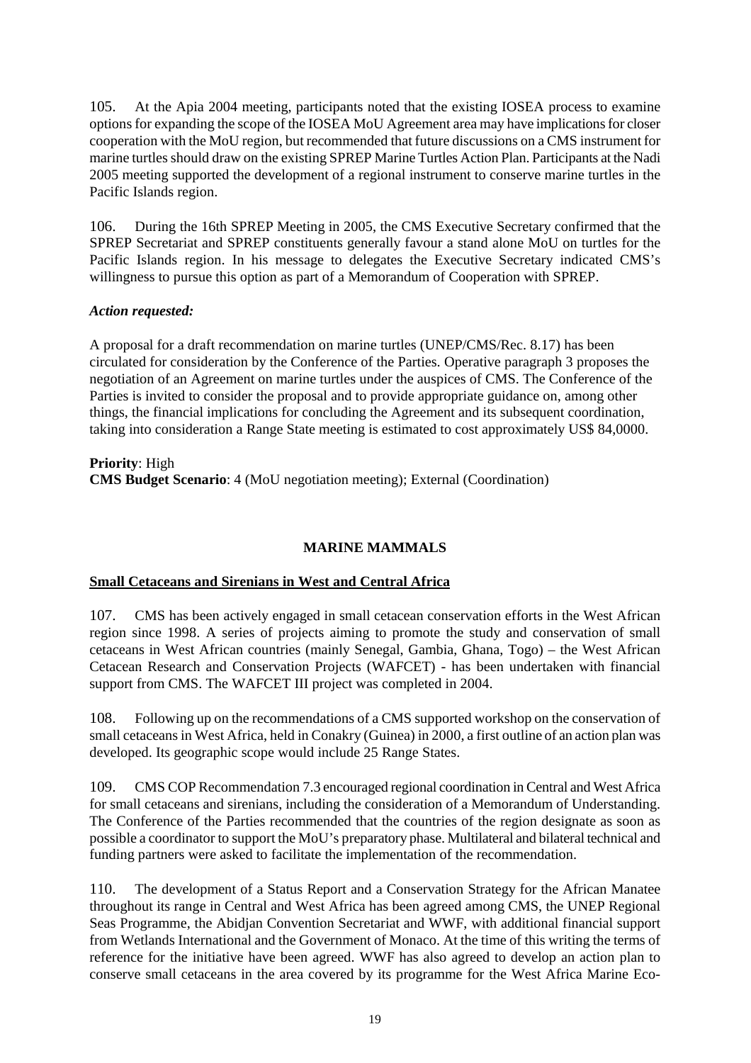105. At the Apia 2004 meeting, participants noted that the existing IOSEA process to examine options for expanding the scope of the IOSEA MoU Agreement area may have implications for closer cooperation with the MoU region, but recommended that future discussions on a CMS instrument for marine turtles should draw on the existing SPREP Marine Turtles Action Plan. Participants at the Nadi 2005 meeting supported the development of a regional instrument to conserve marine turtles in the Pacific Islands region.

106. During the 16th SPREP Meeting in 2005, the CMS Executive Secretary confirmed that the SPREP Secretariat and SPREP constituents generally favour a stand alone MoU on turtles for the Pacific Islands region. In his message to delegates the Executive Secretary indicated CMS's willingness to pursue this option as part of a Memorandum of Cooperation with SPREP.

***Action requested:***

A proposal for a draft recommendation on marine turtles (UNEP/CMS/Rec. 8.17) has been circulated for consideration by the Conference of the Parties. Operative paragraph 3 proposes the negotiation of an Agreement on marine turtles under the auspices of CMS. The Conference of the Parties is invited to consider the proposal and to provide appropriate guidance on, among other things, the financial implications for concluding the Agreement and its subsequent coordination, taking into consideration a Range State meeting is estimated to cost approximately US$ 84,0000.

**Priority**: High
**CMS Budget Scenario**: 4 (MoU negotiation meeting); External (Coordination)

## MARINE MAMMALS

### Small Cetaceans and Sirenians in West and Central Africa

107. CMS has been actively engaged in small cetacean conservation efforts in the West African region since 1998. A series of projects aiming to promote the study and conservation of small cetaceans in West African countries (mainly Senegal, Gambia, Ghana, Togo) – the West African Cetacean Research and Conservation Projects (WAFCET) - has been undertaken with financial support from CMS. The WAFCET III project was completed in 2004.

108. Following up on the recommendations of a CMS supported workshop on the conservation of small cetaceans in West Africa, held in Conakry (Guinea) in 2000, a first outline of an action plan was developed. Its geographic scope would include 25 Range States.

109. CMS COP Recommendation 7.3 encouraged regional coordination in Central and West Africa for small cetaceans and sirenians, including the consideration of a Memorandum of Understanding. The Conference of the Parties recommended that the countries of the region designate as soon as possible a coordinator to support the MoU's preparatory phase. Multilateral and bilateral technical and funding partners were asked to facilitate the implementation of the recommendation.

110. The development of a Status Report and a Conservation Strategy for the African Manatee throughout its range in Central and West Africa has been agreed among CMS, the UNEP Regional Seas Programme, the Abidjan Convention Secretariat and WWF, with additional financial support from Wetlands International and the Government of Monaco. At the time of this writing the terms of reference for the initiative have been agreed. WWF has also agreed to develop an action plan to conserve small cetaceans in the area covered by its programme for the West Africa Marine Eco-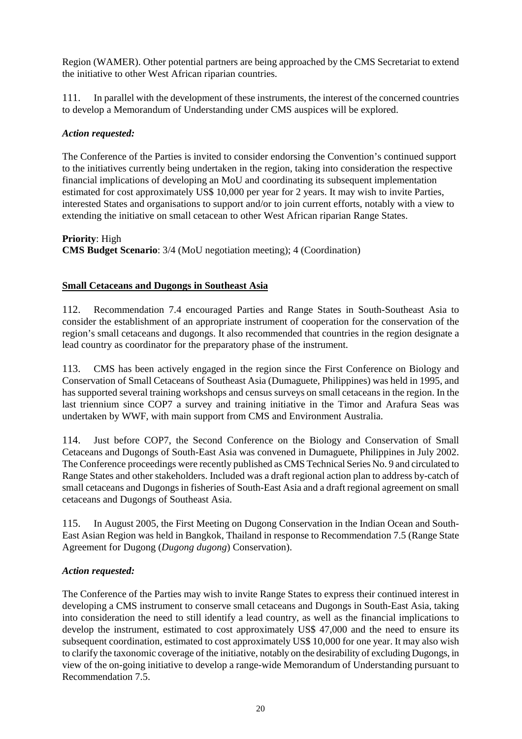Region (WAMER). Other potential partners are being approached by the CMS Secretariat to extend the initiative to other West African riparian countries.

111. In parallel with the development of these instruments, the interest of the concerned countries to develop a Memorandum of Understanding under CMS auspices will be explored.

***Action requested:***

The Conference of the Parties is invited to consider endorsing the Convention's continued support to the initiatives currently being undertaken in the region, taking into consideration the respective financial implications of developing an MoU and coordinating its subsequent implementation estimated for cost approximately US$ 10,000 per year for 2 years. It may wish to invite Parties, interested States and organisations to support and/or to join current efforts, notably with a view to extending the initiative on small cetacean to other West African riparian Range States.

**Priority**: High
**CMS Budget Scenario**: 3/4 (MoU negotiation meeting); 4 (Coordination)

**Small Cetaceans and Dugongs in Southeast Asia**

112. Recommendation 7.4 encouraged Parties and Range States in South-Southeast Asia to consider the establishment of an appropriate instrument of cooperation for the conservation of the region's small cetaceans and dugongs. It also recommended that countries in the region designate a lead country as coordinator for the preparatory phase of the instrument.

113. CMS has been actively engaged in the region since the First Conference on Biology and Conservation of Small Cetaceans of Southeast Asia (Dumaguete, Philippines) was held in 1995, and has supported several training workshops and census surveys on small cetaceans in the region. In the last triennium since COP7 a survey and training initiative in the Timor and Arafura Seas was undertaken by WWF, with main support from CMS and Environment Australia.

114. Just before COP7, the Second Conference on the Biology and Conservation of Small Cetaceans and Dugongs of South-East Asia was convened in Dumaguete, Philippines in July 2002. The Conference proceedings were recently published as CMS Technical Series No. 9 and circulated to Range States and other stakeholders. Included was a draft regional action plan to address by-catch of small cetaceans and Dugongs in fisheries of South-East Asia and a draft regional agreement on small cetaceans and Dugongs of Southeast Asia.

115. In August 2005, the First Meeting on Dugong Conservation in the Indian Ocean and South-East Asian Region was held in Bangkok, Thailand in response to Recommendation 7.5 (Range State Agreement for Dugong (*Dugong dugong*) Conservation).

***Action requested:***

The Conference of the Parties may wish to invite Range States to express their continued interest in developing a CMS instrument to conserve small cetaceans and Dugongs in South-East Asia, taking into consideration the need to still identify a lead country, as well as the financial implications to develop the instrument, estimated to cost approximately US$ 47,000 and the need to ensure its subsequent coordination, estimated to cost approximately US$ 10,000 for one year. It may also wish to clarify the taxonomic coverage of the initiative, notably on the desirability of excluding Dugongs, in view of the on-going initiative to develop a range-wide Memorandum of Understanding pursuant to Recommendation 7.5.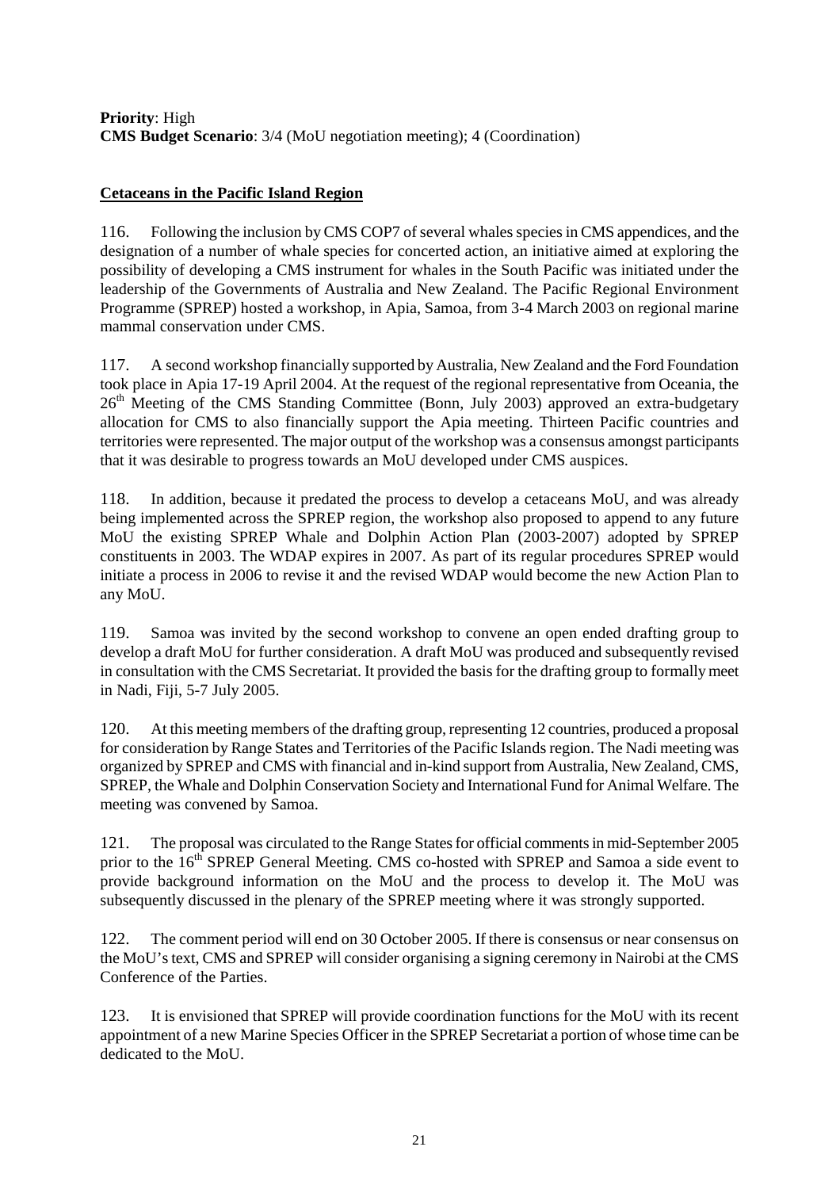**Priority**: High
**CMS Budget Scenario**: 3/4 (MoU negotiation meeting); 4 (Coordination)

**Cetaceans in the Pacific Island Region**

116. Following the inclusion by CMS COP7 of several whales species in CMS appendices, and the designation of a number of whale species for concerted action, an initiative aimed at exploring the possibility of developing a CMS instrument for whales in the South Pacific was initiated under the leadership of the Governments of Australia and New Zealand. The Pacific Regional Environment Programme (SPREP) hosted a workshop, in Apia, Samoa, from 3-4 March 2003 on regional marine mammal conservation under CMS.

117. A second workshop financially supported by Australia, New Zealand and the Ford Foundation took place in Apia 17-19 April 2004. At the request of the regional representative from Oceania, the 26th Meeting of the CMS Standing Committee (Bonn, July 2003) approved an extra-budgetary allocation for CMS to also financially support the Apia meeting. Thirteen Pacific countries and territories were represented. The major output of the workshop was a consensus amongst participants that it was desirable to progress towards an MoU developed under CMS auspices.

118. In addition, because it predated the process to develop a cetaceans MoU, and was already being implemented across the SPREP region, the workshop also proposed to append to any future MoU the existing SPREP Whale and Dolphin Action Plan (2003-2007) adopted by SPREP constituents in 2003. The WDAP expires in 2007. As part of its regular procedures SPREP would initiate a process in 2006 to revise it and the revised WDAP would become the new Action Plan to any MoU.

119. Samoa was invited by the second workshop to convene an open ended drafting group to develop a draft MoU for further consideration. A draft MoU was produced and subsequently revised in consultation with the CMS Secretariat. It provided the basis for the drafting group to formally meet in Nadi, Fiji, 5-7 July 2005.

120. At this meeting members of the drafting group, representing 12 countries, produced a proposal for consideration by Range States and Territories of the Pacific Islands region. The Nadi meeting was organized by SPREP and CMS with financial and in-kind support from Australia, New Zealand, CMS, SPREP, the Whale and Dolphin Conservation Society and International Fund for Animal Welfare. The meeting was convened by Samoa.

121. The proposal was circulated to the Range States for official comments in mid-September 2005 prior to the 16th SPREP General Meeting. CMS co-hosted with SPREP and Samoa a side event to provide background information on the MoU and the process to develop it. The MoU was subsequently discussed in the plenary of the SPREP meeting where it was strongly supported.

122. The comment period will end on 30 October 2005. If there is consensus or near consensus on the MoU's text, CMS and SPREP will consider organising a signing ceremony in Nairobi at the CMS Conference of the Parties.

123. It is envisioned that SPREP will provide coordination functions for the MoU with its recent appointment of a new Marine Species Officer in the SPREP Secretariat a portion of whose time can be dedicated to the MoU.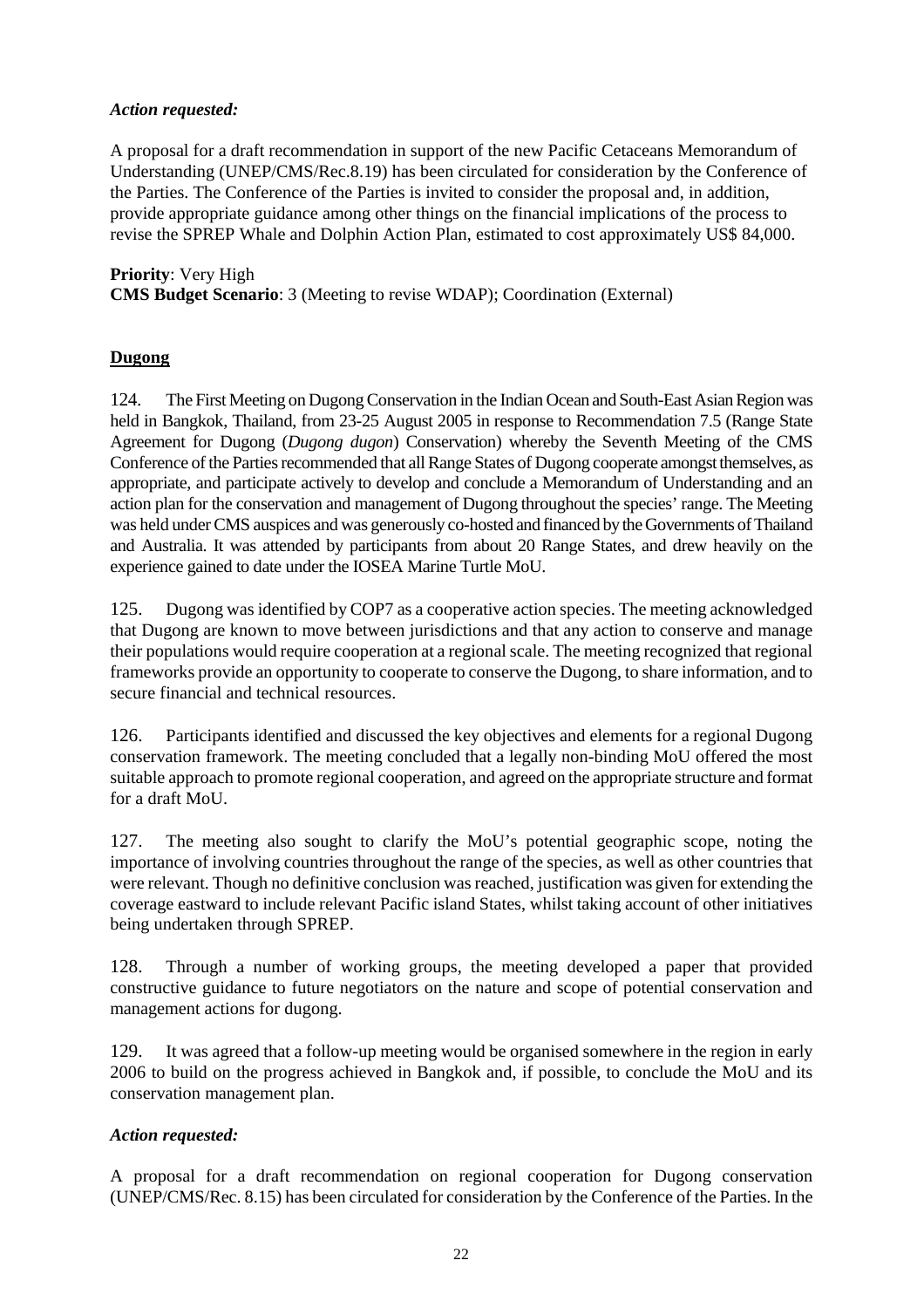*Action requested:*

A proposal for a draft recommendation in support of the new Pacific Cetaceans Memorandum of Understanding (UNEP/CMS/Rec.8.19) has been circulated for consideration by the Conference of the Parties. The Conference of the Parties is invited to consider the proposal and, in addition, provide appropriate guidance among other things on the financial implications of the process to revise the SPREP Whale and Dolphin Action Plan, estimated to cost approximately US$ 84,000.

**Priority**: Very High
**CMS Budget Scenario**: 3 (Meeting to revise WDAP); Coordination (External)

## Dugong

124. The First Meeting on Dugong Conservation in the Indian Ocean and South-East Asian Region was held in Bangkok, Thailand, from 23-25 August 2005 in response to Recommendation 7.5 (Range State Agreement for Dugong (*Dugong dugon*) Conservation) whereby the Seventh Meeting of the CMS Conference of the Parties recommended that all Range States of Dugong cooperate amongst themselves, as appropriate, and participate actively to develop and conclude a Memorandum of Understanding and an action plan for the conservation and management of Dugong throughout the species' range. The Meeting was held under CMS auspices and was generously co-hosted and financed by the Governments of Thailand and Australia. It was attended by participants from about 20 Range States, and drew heavily on the experience gained to date under the IOSEA Marine Turtle MoU.

125. Dugong was identified by COP7 as a cooperative action species. The meeting acknowledged that Dugong are known to move between jurisdictions and that any action to conserve and manage their populations would require cooperation at a regional scale. The meeting recognized that regional frameworks provide an opportunity to cooperate to conserve the Dugong, to share information, and to secure financial and technical resources.

126. Participants identified and discussed the key objectives and elements for a regional Dugong conservation framework. The meeting concluded that a legally non-binding MoU offered the most suitable approach to promote regional cooperation, and agreed on the appropriate structure and format for a draft MoU.

127. The meeting also sought to clarify the MoU's potential geographic scope, noting the importance of involving countries throughout the range of the species, as well as other countries that were relevant. Though no definitive conclusion was reached, justification was given for extending the coverage eastward to include relevant Pacific island States, whilst taking account of other initiatives being undertaken through SPREP.

128. Through a number of working groups, the meeting developed a paper that provided constructive guidance to future negotiators on the nature and scope of potential conservation and management actions for dugong.

129. It was agreed that a follow-up meeting would be organised somewhere in the region in early 2006 to build on the progress achieved in Bangkok and, if possible, to conclude the MoU and its conservation management plan.

*Action requested:*

A proposal for a draft recommendation on regional cooperation for Dugong conservation (UNEP/CMS/Rec. 8.15) has been circulated for consideration by the Conference of the Parties. In the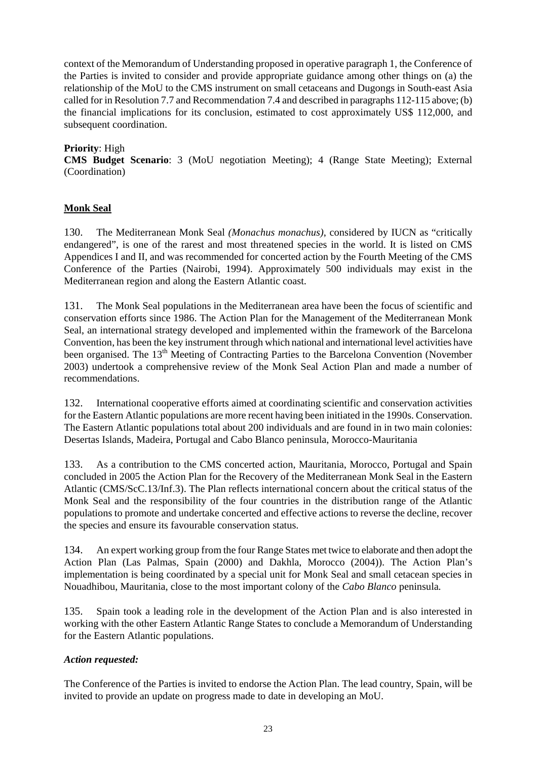context of the Memorandum of Understanding proposed in operative paragraph 1, the Conference of the Parties is invited to consider and provide appropriate guidance among other things on (a) the relationship of the MoU to the CMS instrument on small cetaceans and Dugongs in South-east Asia called for in Resolution 7.7 and Recommendation 7.4 and described in paragraphs 112-115 above; (b) the financial implications for its conclusion, estimated to cost approximately US$ 112,000, and subsequent coordination.

**Priority**: High
**CMS Budget Scenario**: 3 (MoU negotiation Meeting); 4 (Range State Meeting); External (Coordination)

**Monk Seal**

130. The Mediterranean Monk Seal *(Monachus monachus)*, considered by IUCN as "critically endangered", is one of the rarest and most threatened species in the world. It is listed on CMS Appendices I and II, and was recommended for concerted action by the Fourth Meeting of the CMS Conference of the Parties (Nairobi, 1994). Approximately 500 individuals may exist in the Mediterranean region and along the Eastern Atlantic coast.

131. The Monk Seal populations in the Mediterranean area have been the focus of scientific and conservation efforts since 1986. The Action Plan for the Management of the Mediterranean Monk Seal, an international strategy developed and implemented within the framework of the Barcelona Convention, has been the key instrument through which national and international level activities have been organised. The 13th Meeting of Contracting Parties to the Barcelona Convention (November 2003) undertook a comprehensive review of the Monk Seal Action Plan and made a number of recommendations.

132. International cooperative efforts aimed at coordinating scientific and conservation activities for the Eastern Atlantic populations are more recent having been initiated in the 1990s. Conservation. The Eastern Atlantic populations total about 200 individuals and are found in in two main colonies: Desertas Islands, Madeira, Portugal and Cabo Blanco peninsula, Morocco-Mauritania

133. As a contribution to the CMS concerted action, Mauritania, Morocco, Portugal and Spain concluded in 2005 the Action Plan for the Recovery of the Mediterranean Monk Seal in the Eastern Atlantic (CMS/ScC.13/Inf.3). The Plan reflects international concern about the critical status of the Monk Seal and the responsibility of the four countries in the distribution range of the Atlantic populations to promote and undertake concerted and effective actions to reverse the decline, recover the species and ensure its favourable conservation status.

134. An expert working group from the four Range States met twice to elaborate and then adopt the Action Plan (Las Palmas, Spain (2000) and Dakhla, Morocco (2004)). The Action Plan's implementation is being coordinated by a special unit for Monk Seal and small cetacean species in Nouadhibou, Mauritania, close to the most important colony of the *Cabo Blanco* peninsula.

135. Spain took a leading role in the development of the Action Plan and is also interested in working with the other Eastern Atlantic Range States to conclude a Memorandum of Understanding for the Eastern Atlantic populations.

***Action requested:***

The Conference of the Parties is invited to endorse the Action Plan. The lead country, Spain, will be invited to provide an update on progress made to date in developing an MoU.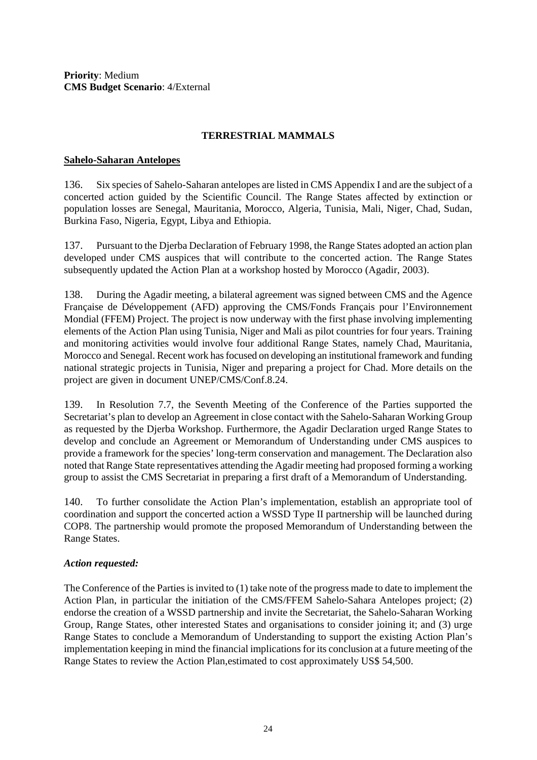**Priority**: Medium
**CMS Budget Scenario**: 4/External

## TERRESTRIAL MAMMALS

### Sahelo-Saharan Antelopes

136. Six species of Sahelo-Saharan antelopes are listed in CMS Appendix I and are the subject of a concerted action guided by the Scientific Council. The Range States affected by extinction or population losses are Senegal, Mauritania, Morocco, Algeria, Tunisia, Mali, Niger, Chad, Sudan, Burkina Faso, Nigeria, Egypt, Libya and Ethiopia.

137. Pursuant to the Djerba Declaration of February 1998, the Range States adopted an action plan developed under CMS auspices that will contribute to the concerted action. The Range States subsequently updated the Action Plan at a workshop hosted by Morocco (Agadir, 2003).

138. During the Agadir meeting, a bilateral agreement was signed between CMS and the Agence Française de Développement (AFD) approving the CMS/Fonds Français pour l'Environnement Mondial (FFEM) Project. The project is now underway with the first phase involving implementing elements of the Action Plan using Tunisia, Niger and Mali as pilot countries for four years. Training and monitoring activities would involve four additional Range States, namely Chad, Mauritania, Morocco and Senegal. Recent work has focused on developing an institutional framework and funding national strategic projects in Tunisia, Niger and preparing a project for Chad. More details on the project are given in document UNEP/CMS/Conf.8.24.

139. In Resolution 7.7, the Seventh Meeting of the Conference of the Parties supported the Secretariat's plan to develop an Agreement in close contact with the Sahelo-Saharan Working Group as requested by the Djerba Workshop. Furthermore, the Agadir Declaration urged Range States to develop and conclude an Agreement or Memorandum of Understanding under CMS auspices to provide a framework for the species' long-term conservation and management. The Declaration also noted that Range State representatives attending the Agadir meeting had proposed forming a working group to assist the CMS Secretariat in preparing a first draft of a Memorandum of Understanding.

140. To further consolidate the Action Plan's implementation, establish an appropriate tool of coordination and support the concerted action a WSSD Type II partnership will be launched during COP8. The partnership would promote the proposed Memorandum of Understanding between the Range States.

***Action requested:***

The Conference of the Parties is invited to (1) take note of the progress made to date to implement the Action Plan, in particular the initiation of the CMS/FFEM Sahelo-Sahara Antelopes project; (2) endorse the creation of a WSSD partnership and invite the Secretariat, the Sahelo-Saharan Working Group, Range States, other interested States and organisations to consider joining it; and (3) urge Range States to conclude a Memorandum of Understanding to support the existing Action Plan's implementation keeping in mind the financial implications for its conclusion at a future meeting of the Range States to review the Action Plan,estimated to cost approximately US$ 54,500.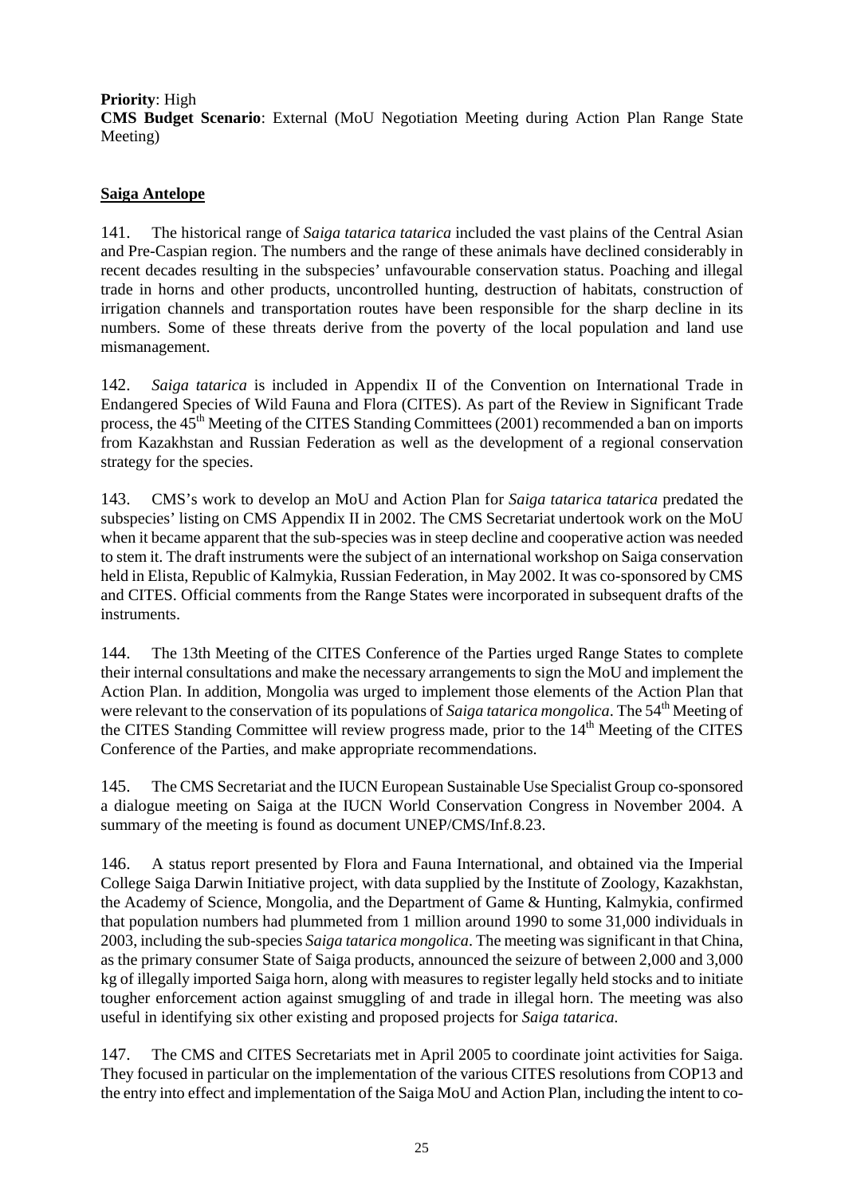**Priority**: High
**CMS Budget Scenario**: External (MoU Negotiation Meeting during Action Plan Range State Meeting)

**Saiga Antelope**

141. The historical range of *Saiga tatarica tatarica* included the vast plains of the Central Asian and Pre-Caspian region. The numbers and the range of these animals have declined considerably in recent decades resulting in the subspecies' unfavourable conservation status. Poaching and illegal trade in horns and other products, uncontrolled hunting, destruction of habitats, construction of irrigation channels and transportation routes have been responsible for the sharp decline in its numbers. Some of these threats derive from the poverty of the local population and land use mismanagement.

142. *Saiga tatarica* is included in Appendix II of the Convention on International Trade in Endangered Species of Wild Fauna and Flora (CITES). As part of the Review in Significant Trade process, the 45th Meeting of the CITES Standing Committees (2001) recommended a ban on imports from Kazakhstan and Russian Federation as well as the development of a regional conservation strategy for the species.

143. CMS's work to develop an MoU and Action Plan for *Saiga tatarica tatarica* predated the subspecies' listing on CMS Appendix II in 2002. The CMS Secretariat undertook work on the MoU when it became apparent that the sub-species was in steep decline and cooperative action was needed to stem it. The draft instruments were the subject of an international workshop on Saiga conservation held in Elista, Republic of Kalmykia, Russian Federation, in May 2002. It was co-sponsored by CMS and CITES. Official comments from the Range States were incorporated in subsequent drafts of the instruments.

144. The 13th Meeting of the CITES Conference of the Parties urged Range States to complete their internal consultations and make the necessary arrangements to sign the MoU and implement the Action Plan. In addition, Mongolia was urged to implement those elements of the Action Plan that were relevant to the conservation of its populations of *Saiga tatarica mongolica*. The 54th Meeting of the CITES Standing Committee will review progress made, prior to the 14th Meeting of the CITES Conference of the Parties, and make appropriate recommendations.

145. The CMS Secretariat and the IUCN European Sustainable Use Specialist Group co-sponsored a dialogue meeting on Saiga at the IUCN World Conservation Congress in November 2004. A summary of the meeting is found as document UNEP/CMS/Inf.8.23.

146. A status report presented by Flora and Fauna International, and obtained via the Imperial College Saiga Darwin Initiative project, with data supplied by the Institute of Zoology, Kazakhstan, the Academy of Science, Mongolia, and the Department of Game & Hunting, Kalmykia, confirmed that population numbers had plummeted from 1 million around 1990 to some 31,000 individuals in 2003, including the sub-species *Saiga tatarica mongolica*. The meeting was significant in that China, as the primary consumer State of Saiga products, announced the seizure of between 2,000 and 3,000 kg of illegally imported Saiga horn, along with measures to register legally held stocks and to initiate tougher enforcement action against smuggling of and trade in illegal horn. The meeting was also useful in identifying six other existing and proposed projects for *Saiga tatarica.*

147. The CMS and CITES Secretariats met in April 2005 to coordinate joint activities for Saiga. They focused in particular on the implementation of the various CITES resolutions from COP13 and the entry into effect and implementation of the Saiga MoU and Action Plan, including the intent to co-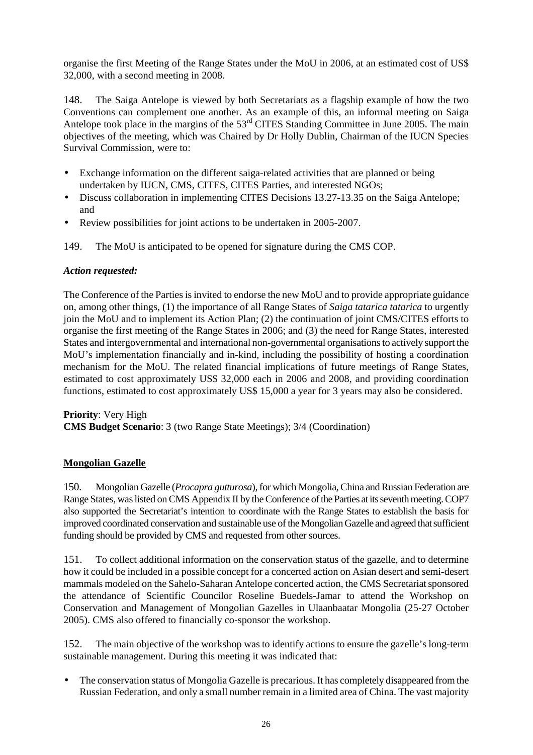organise the first Meeting of the Range States under the MoU in 2006, at an estimated cost of US$ 32,000, with a second meeting in 2008.

148. The Saiga Antelope is viewed by both Secretariats as a flagship example of how the two Conventions can complement one another. As an example of this, an informal meeting on Saiga Antelope took place in the margins of the 53rd CITES Standing Committee in June 2005. The main objectives of the meeting, which was Chaired by Dr Holly Dublin, Chairman of the IUCN Species Survival Commission, were to:

- Exchange information on the different saiga-related activities that are planned or being undertaken by IUCN, CMS, CITES, CITES Parties, and interested NGOs;
- Discuss collaboration in implementing CITES Decisions 13.27-13.35 on the Saiga Antelope; and
- Review possibilities for joint actions to be undertaken in 2005-2007.

149. The MoU is anticipated to be opened for signature during the CMS COP.

***Action requested:***

The Conference of the Parties is invited to endorse the new MoU and to provide appropriate guidance on, among other things, (1) the importance of all Range States of *Saiga tatarica tatarica* to urgently join the MoU and to implement its Action Plan; (2) the continuation of joint CMS/CITES efforts to organise the first meeting of the Range States in 2006; and (3) the need for Range States, interested States and intergovernmental and international non-governmental organisations to actively support the MoU's implementation financially and in-kind, including the possibility of hosting a coordination mechanism for the MoU. The related financial implications of future meetings of Range States, estimated to cost approximately US$ 32,000 each in 2006 and 2008, and providing coordination functions, estimated to cost approximately US$ 15,000 a year for 3 years may also be considered.

**Priority**: Very High
**CMS Budget Scenario**: 3 (two Range State Meetings); 3/4 (Coordination)

**Mongolian Gazelle**

150. Mongolian Gazelle (*Procapra gutturosa*), for which Mongolia, China and Russian Federation are Range States, was listed on CMS Appendix II by the Conference of the Parties at its seventh meeting. COP7 also supported the Secretariat's intention to coordinate with the Range States to establish the basis for improved coordinated conservation and sustainable use of the Mongolian Gazelle and agreed that sufficient funding should be provided by CMS and requested from other sources.

151. To collect additional information on the conservation status of the gazelle, and to determine how it could be included in a possible concept for a concerted action on Asian desert and semi-desert mammals modeled on the Sahelo-Saharan Antelope concerted action, the CMS Secretariat sponsored the attendance of Scientific Councilor Roseline Buedels-Jamar to attend the Workshop on Conservation and Management of Mongolian Gazelles in Ulaanbaatar Mongolia (25-27 October 2005). CMS also offered to financially co-sponsor the workshop.

152. The main objective of the workshop was to identify actions to ensure the gazelle's long-term sustainable management. During this meeting it was indicated that:

- The conservation status of Mongolia Gazelle is precarious. It has completely disappeared from the Russian Federation, and only a small number remain in a limited area of China. The vast majority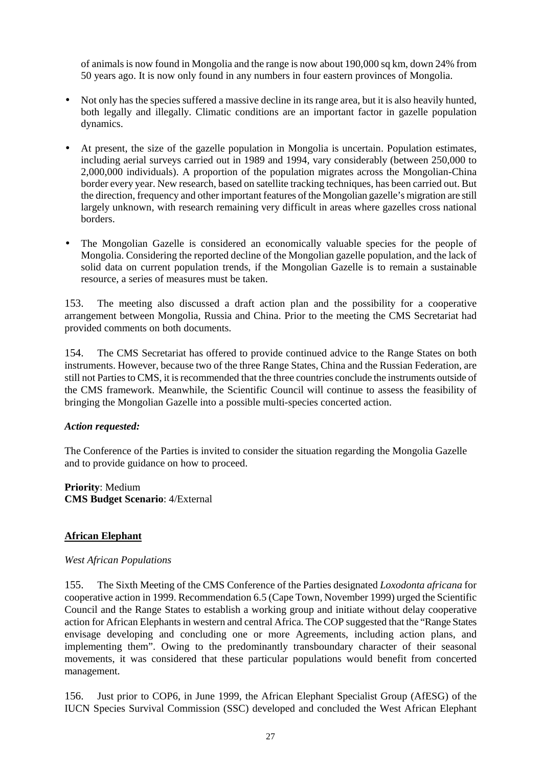of animals is now found in Mongolia and the range is now about 190,000 sq km, down 24% from 50 years ago. It is now only found in any numbers in four eastern provinces of Mongolia.

- Not only has the species suffered a massive decline in its range area, but it is also heavily hunted, both legally and illegally. Climatic conditions are an important factor in gazelle population dynamics.
- At present, the size of the gazelle population in Mongolia is uncertain. Population estimates, including aerial surveys carried out in 1989 and 1994, vary considerably (between 250,000 to 2,000,000 individuals). A proportion of the population migrates across the Mongolian-China border every year. New research, based on satellite tracking techniques, has been carried out. But the direction, frequency and other important features of the Mongolian gazelle's migration are still largely unknown, with research remaining very difficult in areas where gazelles cross national borders.
- The Mongolian Gazelle is considered an economically valuable species for the people of Mongolia. Considering the reported decline of the Mongolian gazelle population, and the lack of solid data on current population trends, if the Mongolian Gazelle is to remain a sustainable resource, a series of measures must be taken.

153. The meeting also discussed a draft action plan and the possibility for a cooperative arrangement between Mongolia, Russia and China. Prior to the meeting the CMS Secretariat had provided comments on both documents.

154. The CMS Secretariat has offered to provide continued advice to the Range States on both instruments. However, because two of the three Range States, China and the Russian Federation, are still not Parties to CMS, it is recommended that the three countries conclude the instruments outside of the CMS framework. Meanwhile, the Scientific Council will continue to assess the feasibility of bringing the Mongolian Gazelle into a possible multi-species concerted action.

***Action requested:***

The Conference of the Parties is invited to consider the situation regarding the Mongolia Gazelle and to provide guidance on how to proceed.

**Priority**: Medium
**CMS Budget Scenario**: 4/External

## African Elephant

*West African Populations*

155. The Sixth Meeting of the CMS Conference of the Parties designated *Loxodonta africana* for cooperative action in 1999. Recommendation 6.5 (Cape Town, November 1999) urged the Scientific Council and the Range States to establish a working group and initiate without delay cooperative action for African Elephants in western and central Africa. The COP suggested that the "Range States envisage developing and concluding one or more Agreements, including action plans, and implementing them". Owing to the predominantly transboundary character of their seasonal movements, it was considered that these particular populations would benefit from concerted management.

156. Just prior to COP6, in June 1999, the African Elephant Specialist Group (AfESG) of the IUCN Species Survival Commission (SSC) developed and concluded the West African Elephant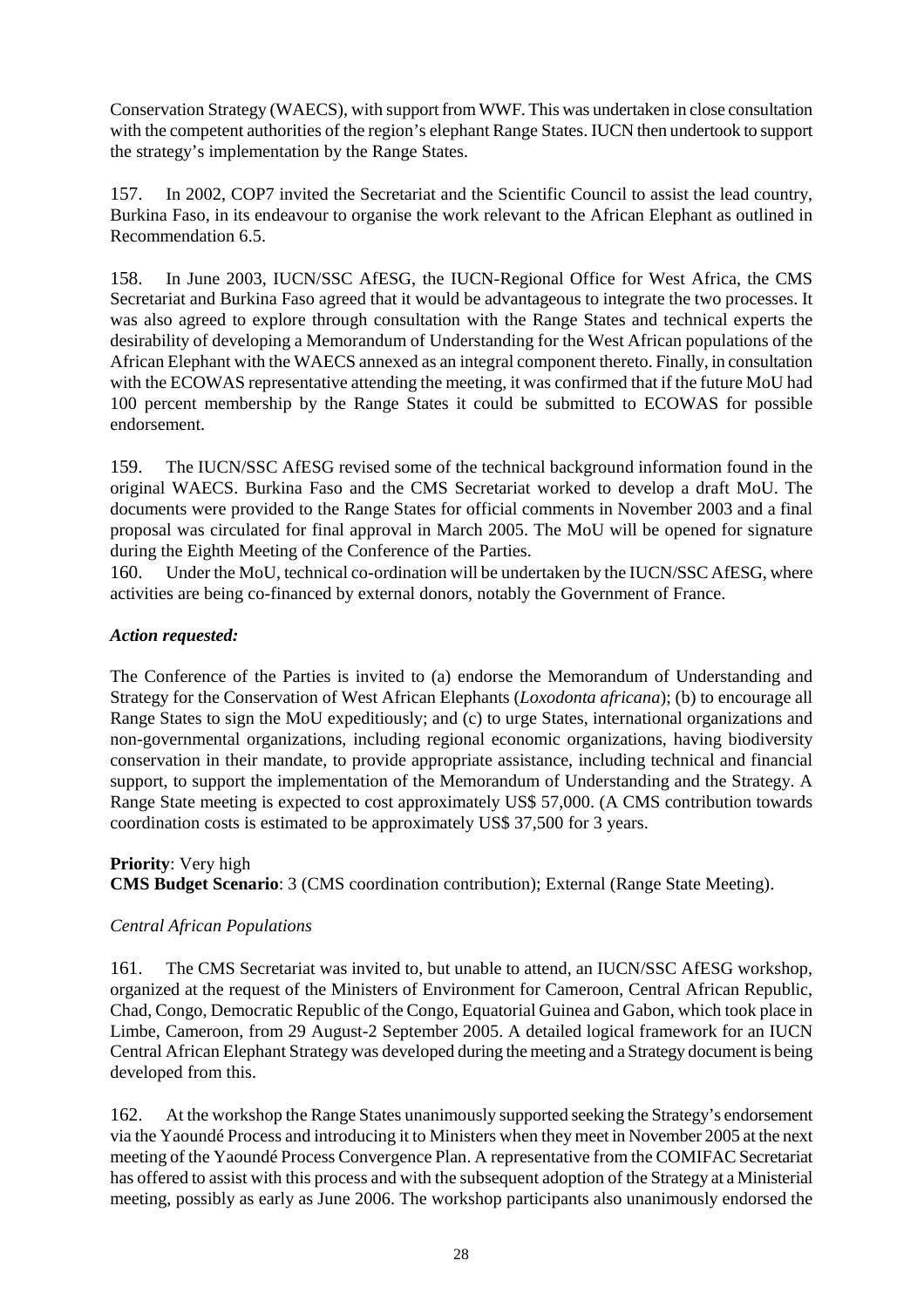Conservation Strategy (WAECS), with support from WWF. This was undertaken in close consultation with the competent authorities of the region's elephant Range States. IUCN then undertook to support the strategy's implementation by the Range States.

157. In 2002, COP7 invited the Secretariat and the Scientific Council to assist the lead country, Burkina Faso, in its endeavour to organise the work relevant to the African Elephant as outlined in Recommendation 6.5.

158. In June 2003, IUCN/SSC AfESG, the IUCN-Regional Office for West Africa, the CMS Secretariat and Burkina Faso agreed that it would be advantageous to integrate the two processes. It was also agreed to explore through consultation with the Range States and technical experts the desirability of developing a Memorandum of Understanding for the West African populations of the African Elephant with the WAECS annexed as an integral component thereto. Finally, in consultation with the ECOWAS representative attending the meeting, it was confirmed that if the future MoU had 100 percent membership by the Range States it could be submitted to ECOWAS for possible endorsement.

159. The IUCN/SSC AfESG revised some of the technical background information found in the original WAECS. Burkina Faso and the CMS Secretariat worked to develop a draft MoU. The documents were provided to the Range States for official comments in November 2003 and a final proposal was circulated for final approval in March 2005. The MoU will be opened for signature during the Eighth Meeting of the Conference of the Parties.

160. Under the MoU, technical co-ordination will be undertaken by the IUCN/SSC AfESG, where activities are being co-financed by external donors, notably the Government of France.

***Action requested:***

The Conference of the Parties is invited to (a) endorse the Memorandum of Understanding and Strategy for the Conservation of West African Elephants (*Loxodonta africana*); (b) to encourage all Range States to sign the MoU expeditiously; and (c) to urge States, international organizations and non-governmental organizations, including regional economic organizations, having biodiversity conservation in their mandate, to provide appropriate assistance, including technical and financial support, to support the implementation of the Memorandum of Understanding and the Strategy. A Range State meeting is expected to cost approximately US$ 57,000. (A CMS contribution towards coordination costs is estimated to be approximately US$ 37,500 for 3 years.

**Priority**: Very high
**CMS Budget Scenario**: 3 (CMS coordination contribution); External (Range State Meeting).

*Central African Populations*

161. The CMS Secretariat was invited to, but unable to attend, an IUCN/SSC AfESG workshop, organized at the request of the Ministers of Environment for Cameroon, Central African Republic, Chad, Congo, Democratic Republic of the Congo, Equatorial Guinea and Gabon, which took place in Limbe, Cameroon, from 29 August-2 September 2005. A detailed logical framework for an IUCN Central African Elephant Strategy was developed during the meeting and a Strategy document is being developed from this.

162. At the workshop the Range States unanimously supported seeking the Strategy's endorsement via the Yaoundé Process and introducing it to Ministers when they meet in November 2005 at the next meeting of the Yaoundé Process Convergence Plan. A representative from the COMIFAC Secretariat has offered to assist with this process and with the subsequent adoption of the Strategy at a Ministerial meeting, possibly as early as June 2006. The workshop participants also unanimously endorsed the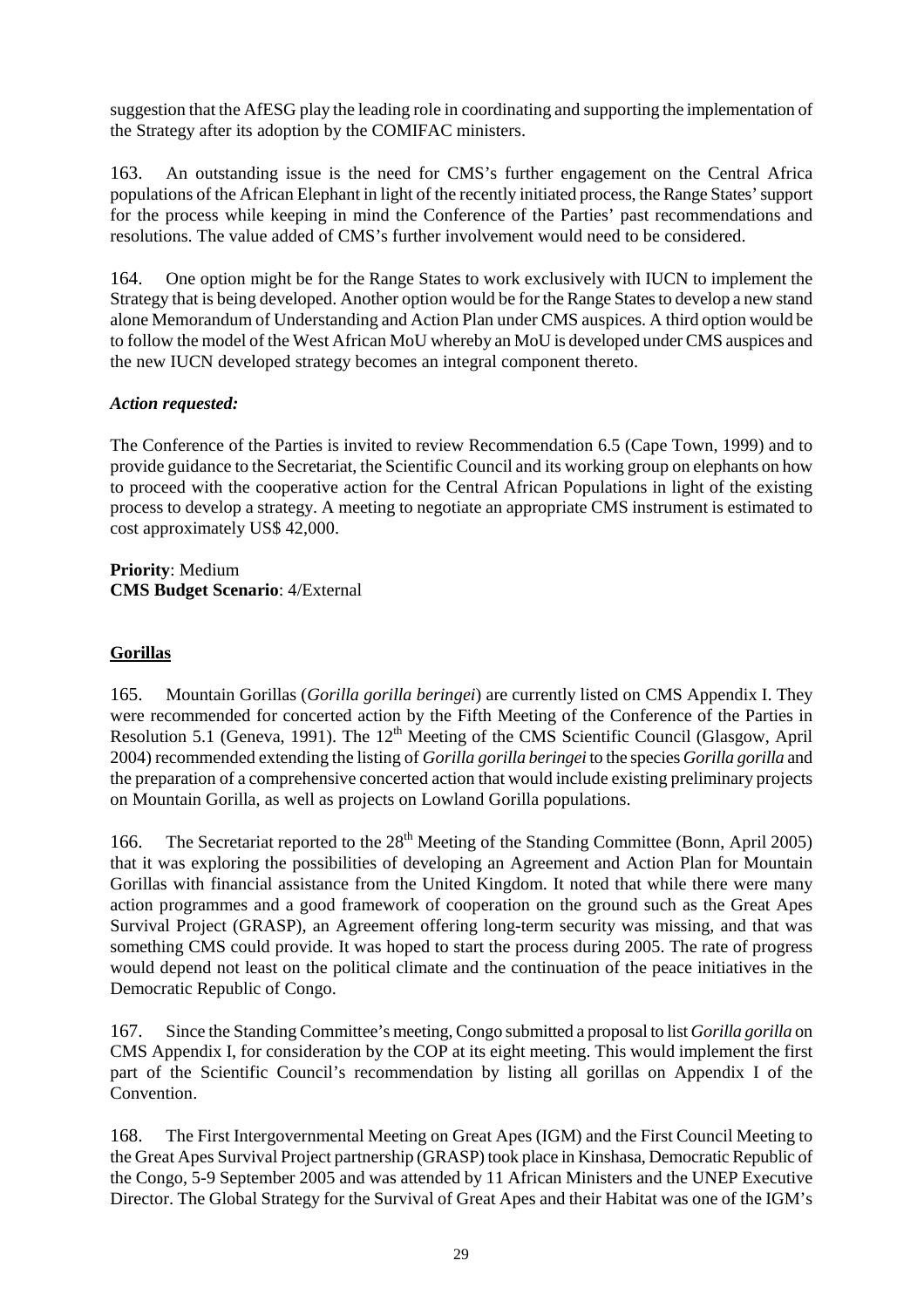suggestion that the AfESG play the leading role in coordinating and supporting the implementation of the Strategy after its adoption by the COMIFAC ministers.

163. An outstanding issue is the need for CMS's further engagement on the Central Africa populations of the African Elephant in light of the recently initiated process, the Range States' support for the process while keeping in mind the Conference of the Parties' past recommendations and resolutions. The value added of CMS's further involvement would need to be considered.

164. One option might be for the Range States to work exclusively with IUCN to implement the Strategy that is being developed. Another option would be for the Range States to develop a new stand alone Memorandum of Understanding and Action Plan under CMS auspices. A third option would be to follow the model of the West African MoU whereby an MoU is developed under CMS auspices and the new IUCN developed strategy becomes an integral component thereto.

***Action requested:***

The Conference of the Parties is invited to review Recommendation 6.5 (Cape Town, 1999) and to provide guidance to the Secretariat, the Scientific Council and its working group on elephants on how to proceed with the cooperative action for the Central African Populations in light of the existing process to develop a strategy. A meeting to negotiate an appropriate CMS instrument is estimated to cost approximately US$ 42,000.

**Priority**: Medium
**CMS Budget Scenario**: 4/External

**<u>Gorillas</u>**

165. Mountain Gorillas (*Gorilla gorilla beringei*) are currently listed on CMS Appendix I. They were recommended for concerted action by the Fifth Meeting of the Conference of the Parties in Resolution 5.1 (Geneva, 1991). The 12th Meeting of the CMS Scientific Council (Glasgow, April 2004) recommended extending the listing of *Gorilla gorilla beringei* to the species *Gorilla gorilla* and the preparation of a comprehensive concerted action that would include existing preliminary projects on Mountain Gorilla, as well as projects on Lowland Gorilla populations.

166. The Secretariat reported to the 28th Meeting of the Standing Committee (Bonn, April 2005) that it was exploring the possibilities of developing an Agreement and Action Plan for Mountain Gorillas with financial assistance from the United Kingdom. It noted that while there were many action programmes and a good framework of cooperation on the ground such as the Great Apes Survival Project (GRASP), an Agreement offering long-term security was missing, and that was something CMS could provide. It was hoped to start the process during 2005. The rate of progress would depend not least on the political climate and the continuation of the peace initiatives in the Democratic Republic of Congo.

167. Since the Standing Committee's meeting, Congo submitted a proposal to list *Gorilla gorilla* on CMS Appendix I, for consideration by the COP at its eight meeting. This would implement the first part of the Scientific Council's recommendation by listing all gorillas on Appendix I of the Convention.

168. The First Intergovernmental Meeting on Great Apes (IGM) and the First Council Meeting to the Great Apes Survival Project partnership (GRASP) took place in Kinshasa, Democratic Republic of the Congo, 5-9 September 2005 and was attended by 11 African Ministers and the UNEP Executive Director. The Global Strategy for the Survival of Great Apes and their Habitat was one of the IGM's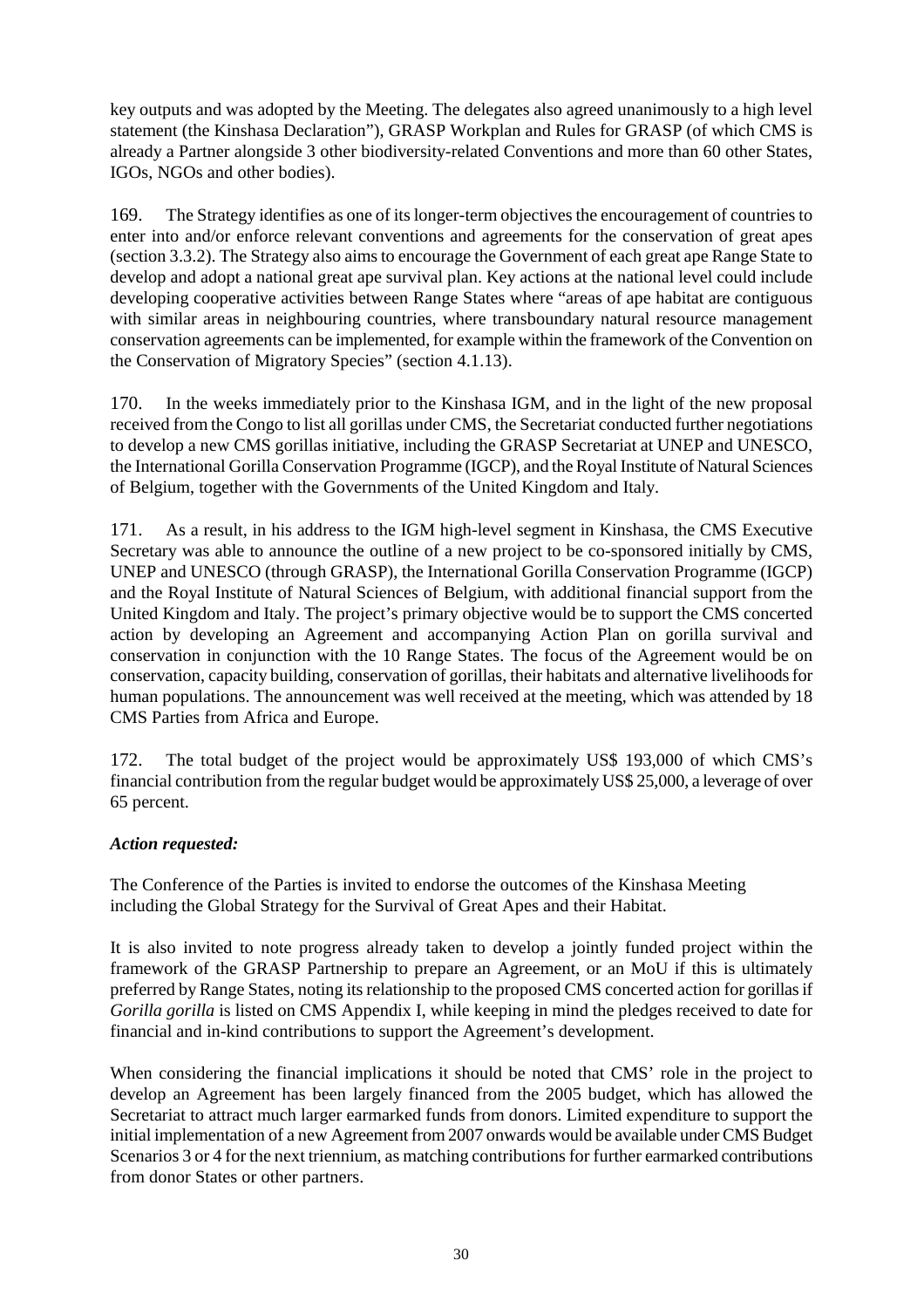key outputs and was adopted by the Meeting. The delegates also agreed unanimously to a high level statement (the Kinshasa Declaration"), GRASP Workplan and Rules for GRASP (of which CMS is already a Partner alongside 3 other biodiversity-related Conventions and more than 60 other States, IGOs, NGOs and other bodies).

169. The Strategy identifies as one of its longer-term objectives the encouragement of countries to enter into and/or enforce relevant conventions and agreements for the conservation of great apes (section 3.3.2). The Strategy also aims to encourage the Government of each great ape Range State to develop and adopt a national great ape survival plan. Key actions at the national level could include developing cooperative activities between Range States where "areas of ape habitat are contiguous with similar areas in neighbouring countries, where transboundary natural resource management conservation agreements can be implemented, for example within the framework of the Convention on the Conservation of Migratory Species" (section 4.1.13).

170. In the weeks immediately prior to the Kinshasa IGM, and in the light of the new proposal received from the Congo to list all gorillas under CMS, the Secretariat conducted further negotiations to develop a new CMS gorillas initiative, including the GRASP Secretariat at UNEP and UNESCO, the International Gorilla Conservation Programme (IGCP), and the Royal Institute of Natural Sciences of Belgium, together with the Governments of the United Kingdom and Italy.

171. As a result, in his address to the IGM high-level segment in Kinshasa, the CMS Executive Secretary was able to announce the outline of a new project to be co-sponsored initially by CMS, UNEP and UNESCO (through GRASP), the International Gorilla Conservation Programme (IGCP) and the Royal Institute of Natural Sciences of Belgium, with additional financial support from the United Kingdom and Italy. The project's primary objective would be to support the CMS concerted action by developing an Agreement and accompanying Action Plan on gorilla survival and conservation in conjunction with the 10 Range States. The focus of the Agreement would be on conservation, capacity building, conservation of gorillas, their habitats and alternative livelihoods for human populations. The announcement was well received at the meeting, which was attended by 18 CMS Parties from Africa and Europe.

172. The total budget of the project would be approximately US$ 193,000 of which CMS's financial contribution from the regular budget would be approximately US$ 25,000, a leverage of over 65 percent.

***Action requested:***

The Conference of the Parties is invited to endorse the outcomes of the Kinshasa Meeting including the Global Strategy for the Survival of Great Apes and their Habitat.

It is also invited to note progress already taken to develop a jointly funded project within the framework of the GRASP Partnership to prepare an Agreement, or an MoU if this is ultimately preferred by Range States, noting its relationship to the proposed CMS concerted action for gorillas if *Gorilla gorilla* is listed on CMS Appendix I, while keeping in mind the pledges received to date for financial and in-kind contributions to support the Agreement's development.

When considering the financial implications it should be noted that CMS' role in the project to develop an Agreement has been largely financed from the 2005 budget, which has allowed the Secretariat to attract much larger earmarked funds from donors. Limited expenditure to support the initial implementation of a new Agreement from 2007 onwards would be available under CMS Budget Scenarios 3 or 4 for the next triennium, as matching contributions for further earmarked contributions from donor States or other partners.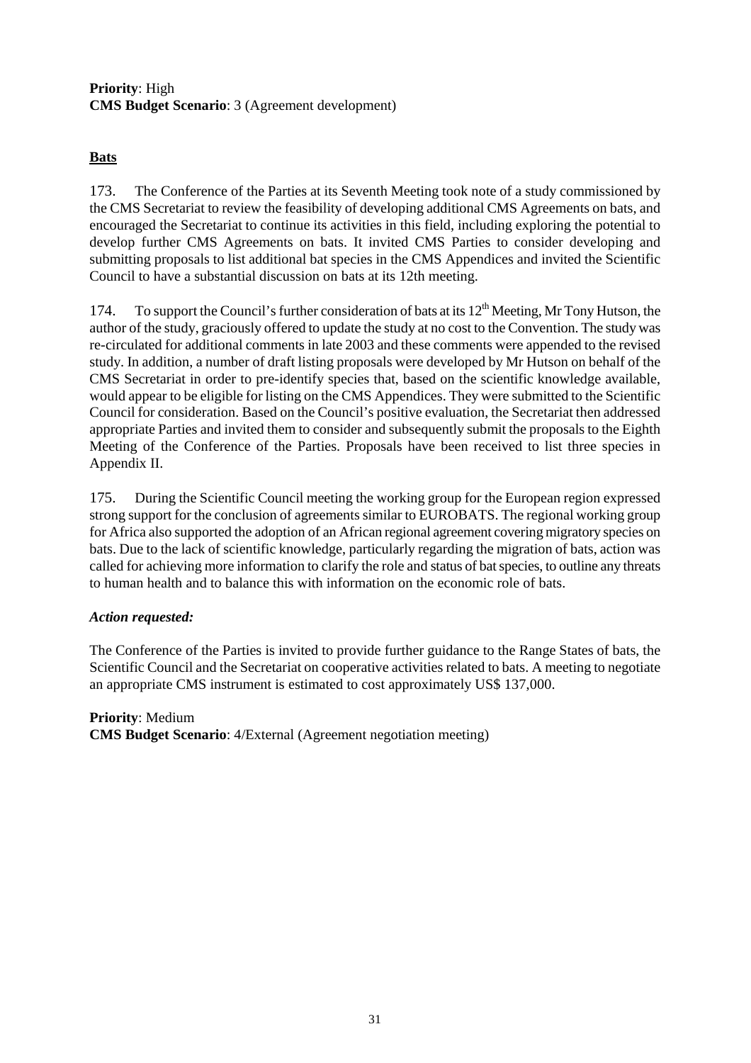**Priority**: High
**CMS Budget Scenario**: 3 (Agreement development)

## Bats

173. The Conference of the Parties at its Seventh Meeting took note of a study commissioned by the CMS Secretariat to review the feasibility of developing additional CMS Agreements on bats, and encouraged the Secretariat to continue its activities in this field, including exploring the potential to develop further CMS Agreements on bats. It invited CMS Parties to consider developing and submitting proposals to list additional bat species in the CMS Appendices and invited the Scientific Council to have a substantial discussion on bats at its 12th meeting.

174. To support the Council's further consideration of bats at its 12th Meeting, Mr Tony Hutson, the author of the study, graciously offered to update the study at no cost to the Convention. The study was re-circulated for additional comments in late 2003 and these comments were appended to the revised study. In addition, a number of draft listing proposals were developed by Mr Hutson on behalf of the CMS Secretariat in order to pre-identify species that, based on the scientific knowledge available, would appear to be eligible for listing on the CMS Appendices. They were submitted to the Scientific Council for consideration. Based on the Council's positive evaluation, the Secretariat then addressed appropriate Parties and invited them to consider and subsequently submit the proposals to the Eighth Meeting of the Conference of the Parties. Proposals have been received to list three species in Appendix II.

175. During the Scientific Council meeting the working group for the European region expressed strong support for the conclusion of agreements similar to EUROBATS. The regional working group for Africa also supported the adoption of an African regional agreement covering migratory species on bats. Due to the lack of scientific knowledge, particularly regarding the migration of bats, action was called for achieving more information to clarify the role and status of bat species, to outline any threats to human health and to balance this with information on the economic role of bats.

***Action requested:***

The Conference of the Parties is invited to provide further guidance to the Range States of bats, the Scientific Council and the Secretariat on cooperative activities related to bats. A meeting to negotiate an appropriate CMS instrument is estimated to cost approximately US$ 137,000.

**Priority**: Medium
**CMS Budget Scenario**: 4/External (Agreement negotiation meeting)